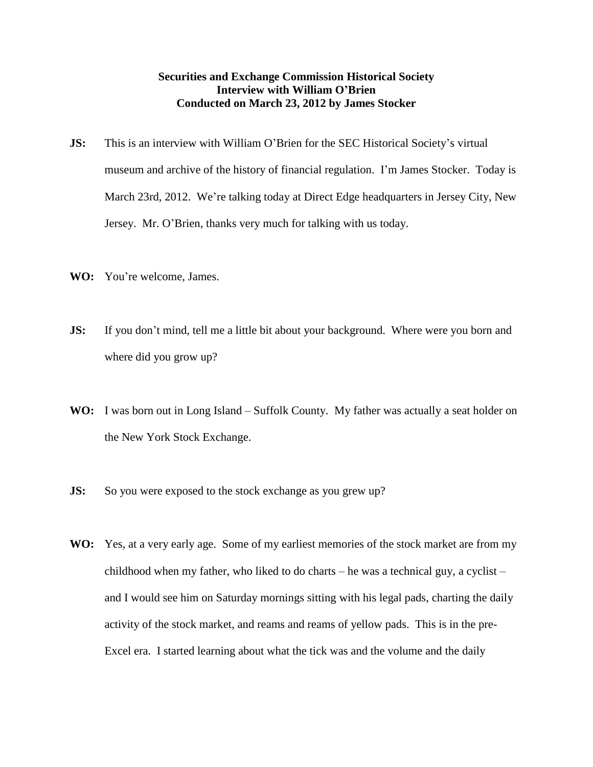**Securities and Exchange Commission Historical Society**
**Interview with William O'Brien**
**Conducted on March 23, 2012 by James Stocker**

**JS:** This is an interview with William O'Brien for the SEC Historical Society's virtual museum and archive of the history of financial regulation. I'm James Stocker. Today is March 23rd, 2012. We're talking today at Direct Edge headquarters in Jersey City, New Jersey. Mr. O'Brien, thanks very much for talking with us today.

**WO:** You're welcome, James.

**JS:** If you don't mind, tell me a little bit about your background. Where were you born and where did you grow up?

**WO:** I was born out in Long Island – Suffolk County. My father was actually a seat holder on the New York Stock Exchange.

**JS:** So you were exposed to the stock exchange as you grew up?

**WO:** Yes, at a very early age. Some of my earliest memories of the stock market are from my childhood when my father, who liked to do charts – he was a technical guy, a cyclist – and I would see him on Saturday mornings sitting with his legal pads, charting the daily activity of the stock market, and reams and reams of yellow pads. This is in the pre-Excel era. I started learning about what the tick was and the volume and the daily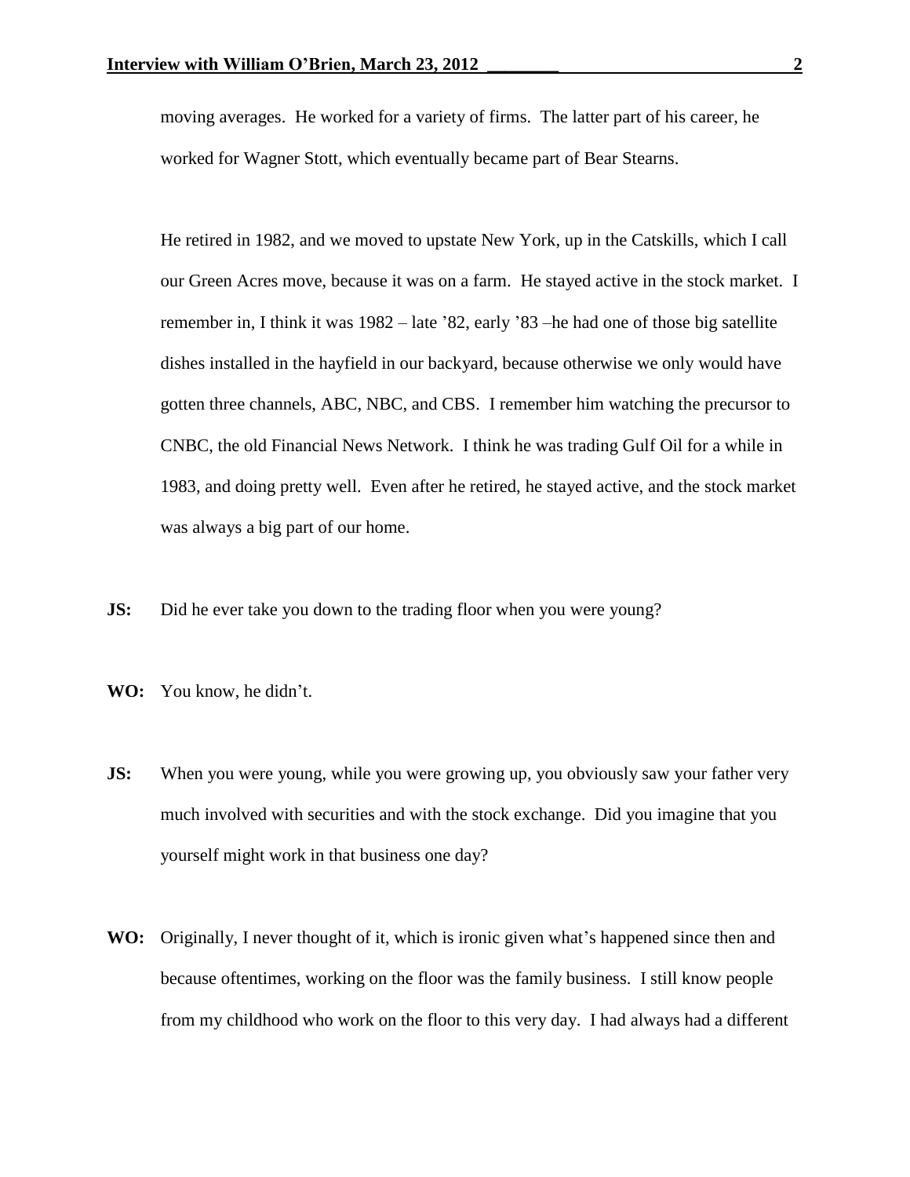moving averages. He worked for a variety of firms. The latter part of his career, he worked for Wagner Stott, which eventually became part of Bear Stearns.

He retired in 1982, and we moved to upstate New York, up in the Catskills, which I call our Green Acres move, because it was on a farm. He stayed active in the stock market. I remember in, I think it was 1982 – late '82, early '83 –he had one of those big satellite dishes installed in the hayfield in our backyard, because otherwise we only would have gotten three channels, ABC, NBC, and CBS. I remember him watching the precursor to CNBC, the old Financial News Network. I think he was trading Gulf Oil for a while in 1983, and doing pretty well. Even after he retired, he stayed active, and the stock market was always a big part of our home.

**JS:** Did he ever take you down to the trading floor when you were young?

**WO:** You know, he didn't.

**JS:** When you were young, while you were growing up, you obviously saw your father very much involved with securities and with the stock exchange. Did you imagine that you yourself might work in that business one day?

**WO:** Originally, I never thought of it, which is ironic given what's happened since then and because oftentimes, working on the floor was the family business. I still know people from my childhood who work on the floor to this very day. I had always had a different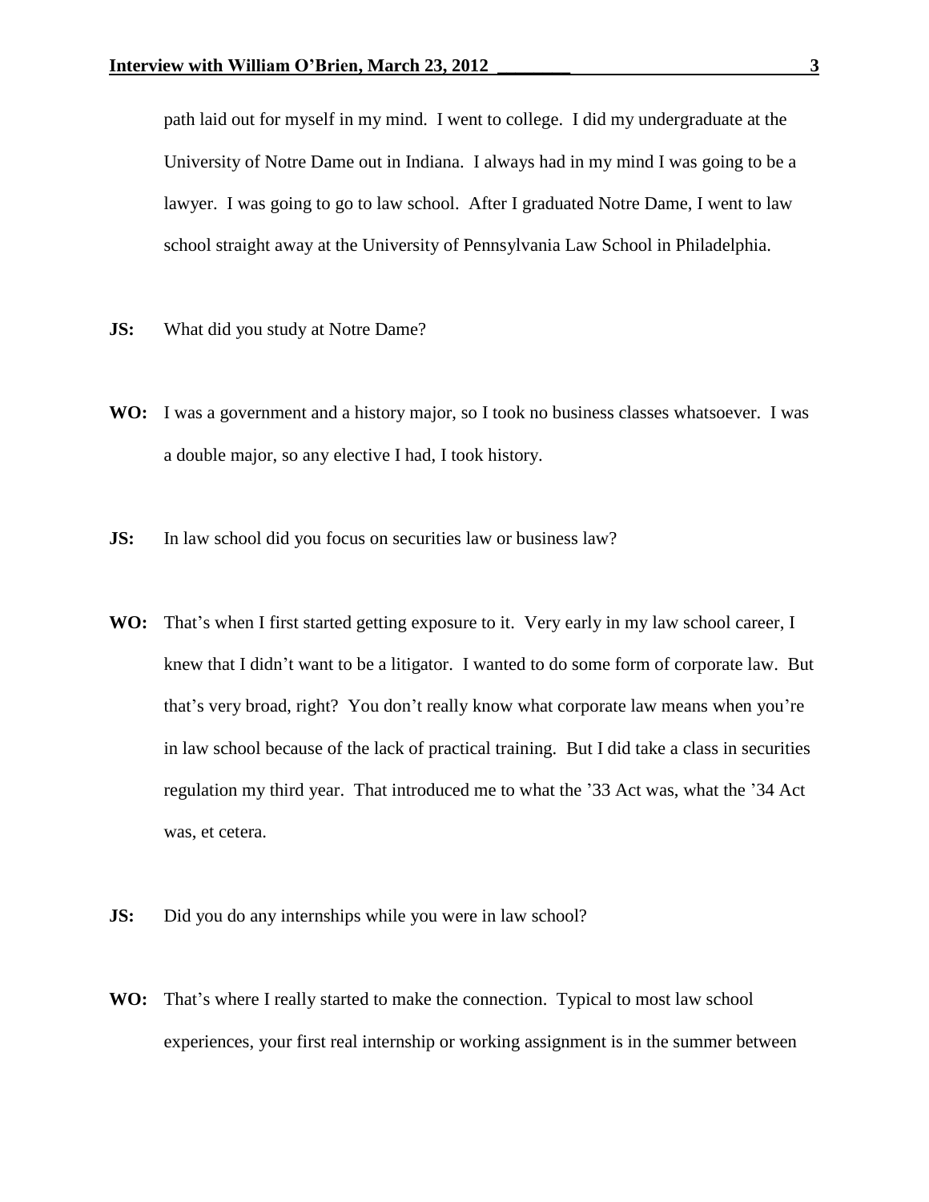path laid out for myself in my mind. I went to college. I did my undergraduate at the University of Notre Dame out in Indiana. I always had in my mind I was going to be a lawyer. I was going to go to law school. After I graduated Notre Dame, I went to law school straight away at the University of Pennsylvania Law School in Philadelphia.

**JS:** What did you study at Notre Dame?

**WO:** I was a government and a history major, so I took no business classes whatsoever. I was a double major, so any elective I had, I took history.

**JS:** In law school did you focus on securities law or business law?

**WO:** That's when I first started getting exposure to it. Very early in my law school career, I knew that I didn't want to be a litigator. I wanted to do some form of corporate law. But that's very broad, right? You don't really know what corporate law means when you're in law school because of the lack of practical training. But I did take a class in securities regulation my third year. That introduced me to what the '33 Act was, what the '34 Act was, et cetera.

**JS:** Did you do any internships while you were in law school?

**WO:** That's where I really started to make the connection. Typical to most law school experiences, your first real internship or working assignment is in the summer between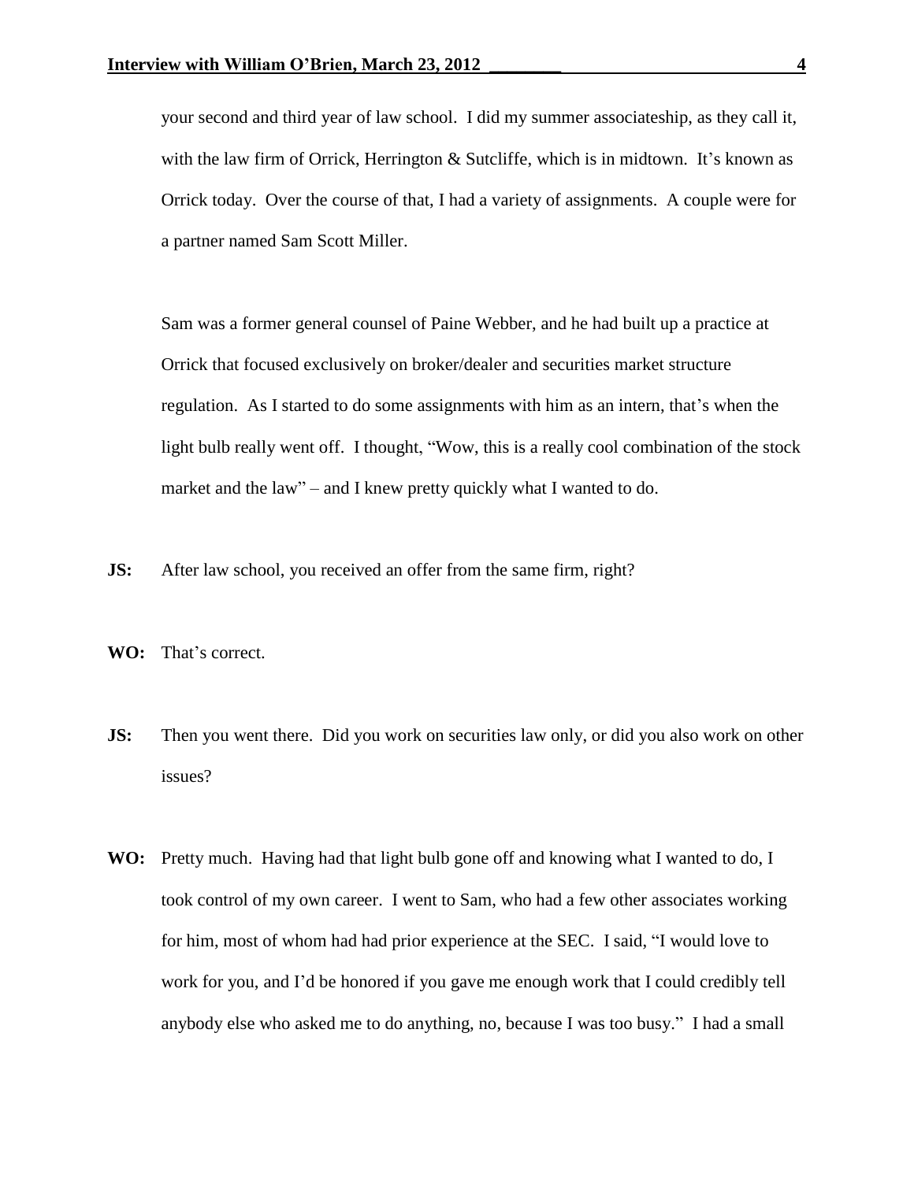your second and third year of law school. I did my summer associateship, as they call it, with the law firm of Orrick, Herrington & Sutcliffe, which is in midtown. It's known as Orrick today. Over the course of that, I had a variety of assignments. A couple were for a partner named Sam Scott Miller.

Sam was a former general counsel of Paine Webber, and he had built up a practice at Orrick that focused exclusively on broker/dealer and securities market structure regulation. As I started to do some assignments with him as an intern, that's when the light bulb really went off. I thought, "Wow, this is a really cool combination of the stock market and the law" – and I knew pretty quickly what I wanted to do.

**JS:** After law school, you received an offer from the same firm, right?

**WO:** That's correct.

**JS:** Then you went there. Did you work on securities law only, or did you also work on other issues?

**WO:** Pretty much. Having had that light bulb gone off and knowing what I wanted to do, I took control of my own career. I went to Sam, who had a few other associates working for him, most of whom had had prior experience at the SEC. I said, "I would love to work for you, and I'd be honored if you gave me enough work that I could credibly tell anybody else who asked me to do anything, no, because I was too busy." I had a small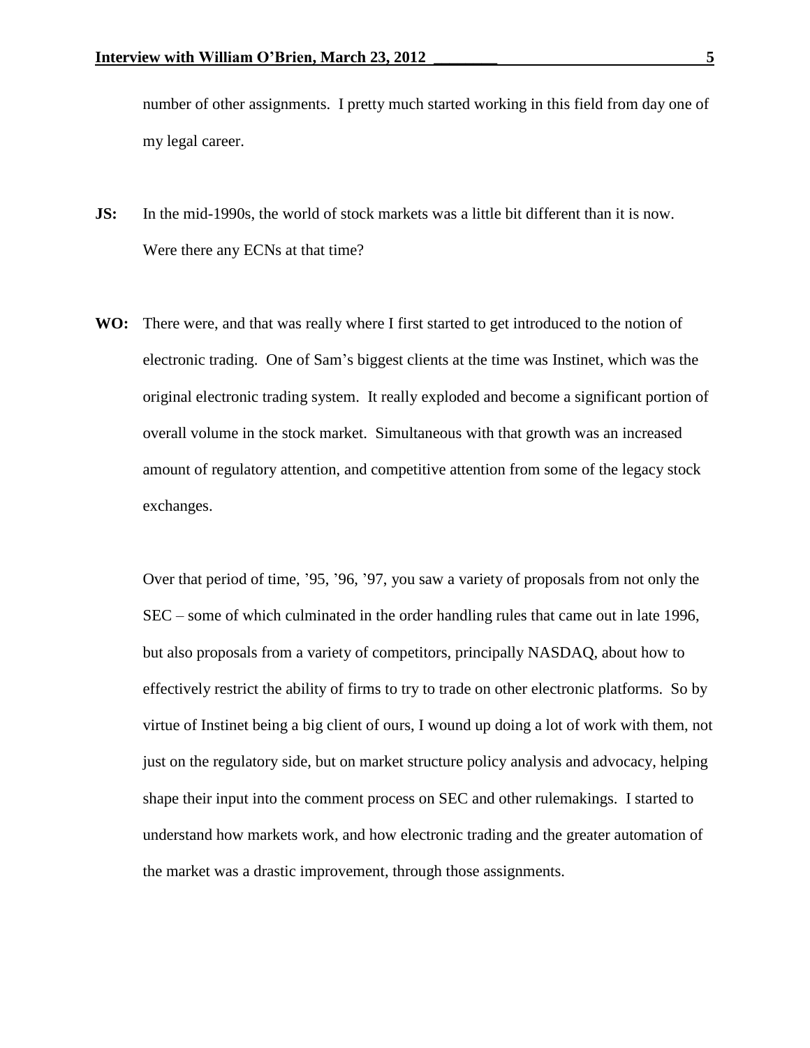number of other assignments. I pretty much started working in this field from day one of my legal career.

**JS:** In the mid-1990s, the world of stock markets was a little bit different than it is now. Were there any ECNs at that time?

**WO:** There were, and that was really where I first started to get introduced to the notion of electronic trading. One of Sam's biggest clients at the time was Instinet, which was the original electronic trading system. It really exploded and become a significant portion of overall volume in the stock market. Simultaneous with that growth was an increased amount of regulatory attention, and competitive attention from some of the legacy stock exchanges.

Over that period of time, '95, '96, '97, you saw a variety of proposals from not only the SEC – some of which culminated in the order handling rules that came out in late 1996, but also proposals from a variety of competitors, principally NASDAQ, about how to effectively restrict the ability of firms to try to trade on other electronic platforms. So by virtue of Instinet being a big client of ours, I wound up doing a lot of work with them, not just on the regulatory side, but on market structure policy analysis and advocacy, helping shape their input into the comment process on SEC and other rulemakings. I started to understand how markets work, and how electronic trading and the greater automation of the market was a drastic improvement, through those assignments.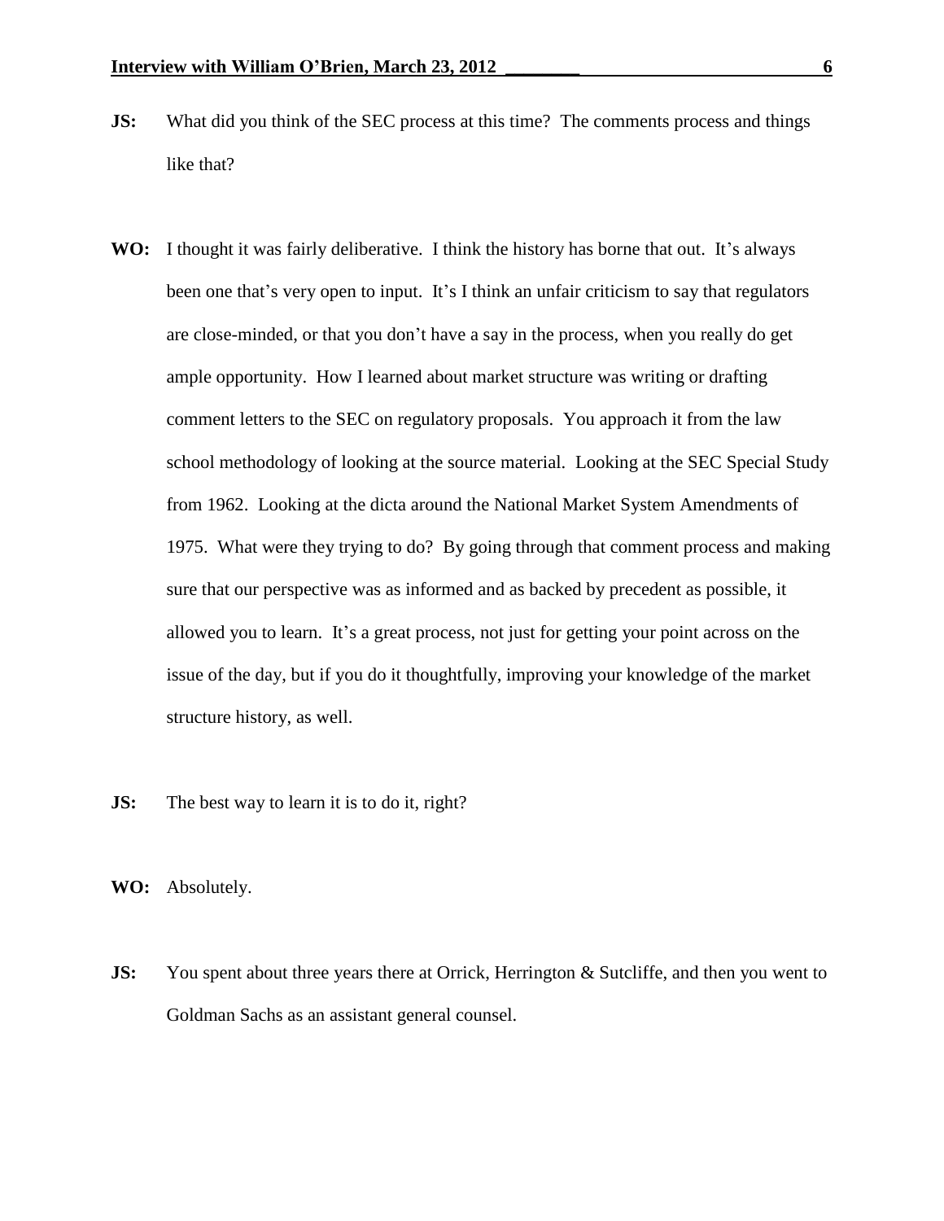**JS:** What did you think of the SEC process at this time? The comments process and things like that?

**WO:** I thought it was fairly deliberative. I think the history has borne that out. It's always been one that's very open to input. It's I think an unfair criticism to say that regulators are close-minded, or that you don't have a say in the process, when you really do get ample opportunity. How I learned about market structure was writing or drafting comment letters to the SEC on regulatory proposals. You approach it from the law school methodology of looking at the source material. Looking at the SEC Special Study from 1962. Looking at the dicta around the National Market System Amendments of 1975. What were they trying to do? By going through that comment process and making sure that our perspective was as informed and as backed by precedent as possible, it allowed you to learn. It's a great process, not just for getting your point across on the issue of the day, but if you do it thoughtfully, improving your knowledge of the market structure history, as well.

**JS:** The best way to learn it is to do it, right?

**WO:** Absolutely.

**JS:** You spent about three years there at Orrick, Herrington & Sutcliffe, and then you went to Goldman Sachs as an assistant general counsel.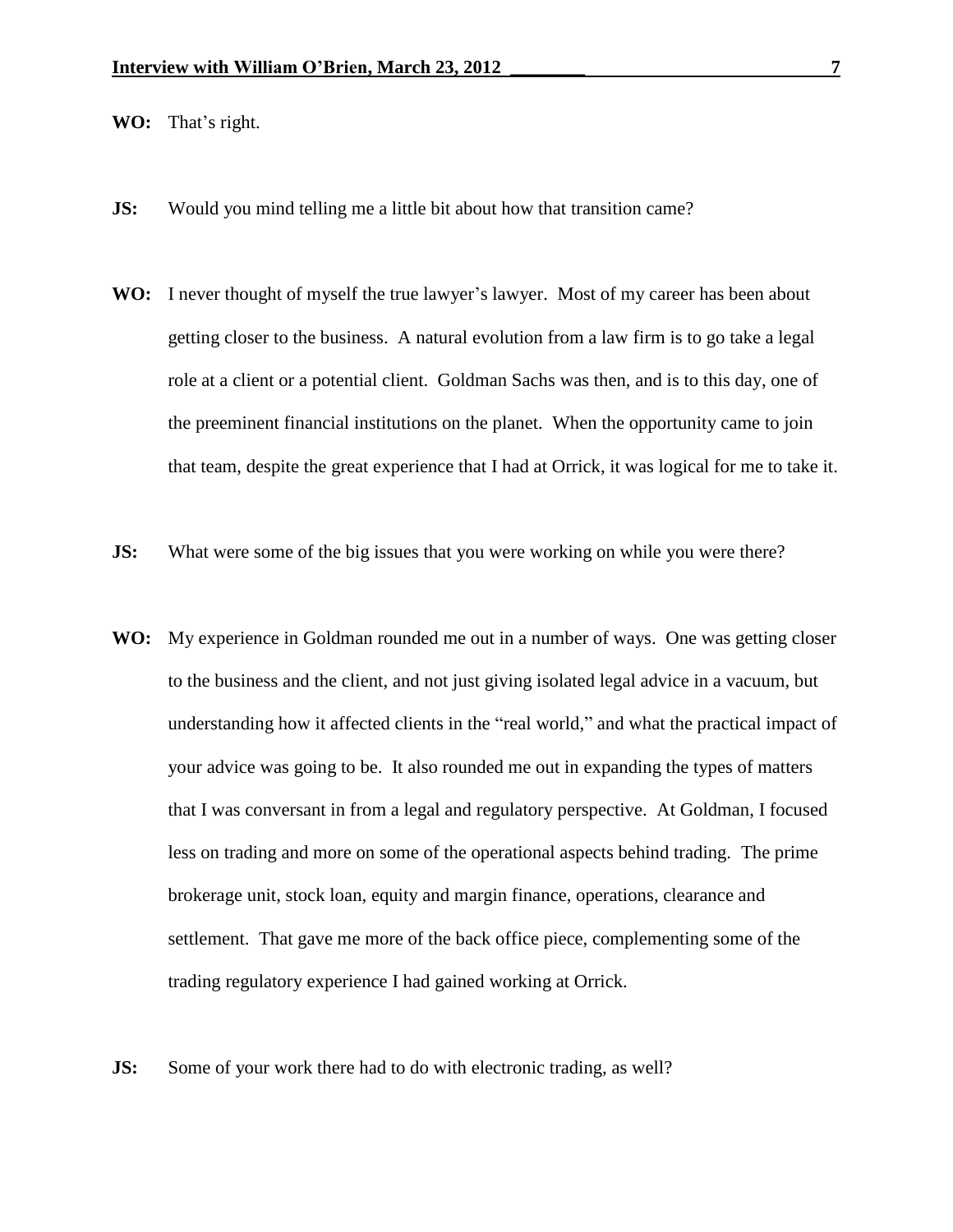**WO:** That's right.

**JS:** Would you mind telling me a little bit about how that transition came?

**WO:** I never thought of myself the true lawyer's lawyer. Most of my career has been about getting closer to the business. A natural evolution from a law firm is to go take a legal role at a client or a potential client. Goldman Sachs was then, and is to this day, one of the preeminent financial institutions on the planet. When the opportunity came to join that team, despite the great experience that I had at Orrick, it was logical for me to take it.

**JS:** What were some of the big issues that you were working on while you were there?

**WO:** My experience in Goldman rounded me out in a number of ways. One was getting closer to the business and the client, and not just giving isolated legal advice in a vacuum, but understanding how it affected clients in the "real world," and what the practical impact of your advice was going to be. It also rounded me out in expanding the types of matters that I was conversant in from a legal and regulatory perspective. At Goldman, I focused less on trading and more on some of the operational aspects behind trading. The prime brokerage unit, stock loan, equity and margin finance, operations, clearance and settlement. That gave me more of the back office piece, complementing some of the trading regulatory experience I had gained working at Orrick.

**JS:** Some of your work there had to do with electronic trading, as well?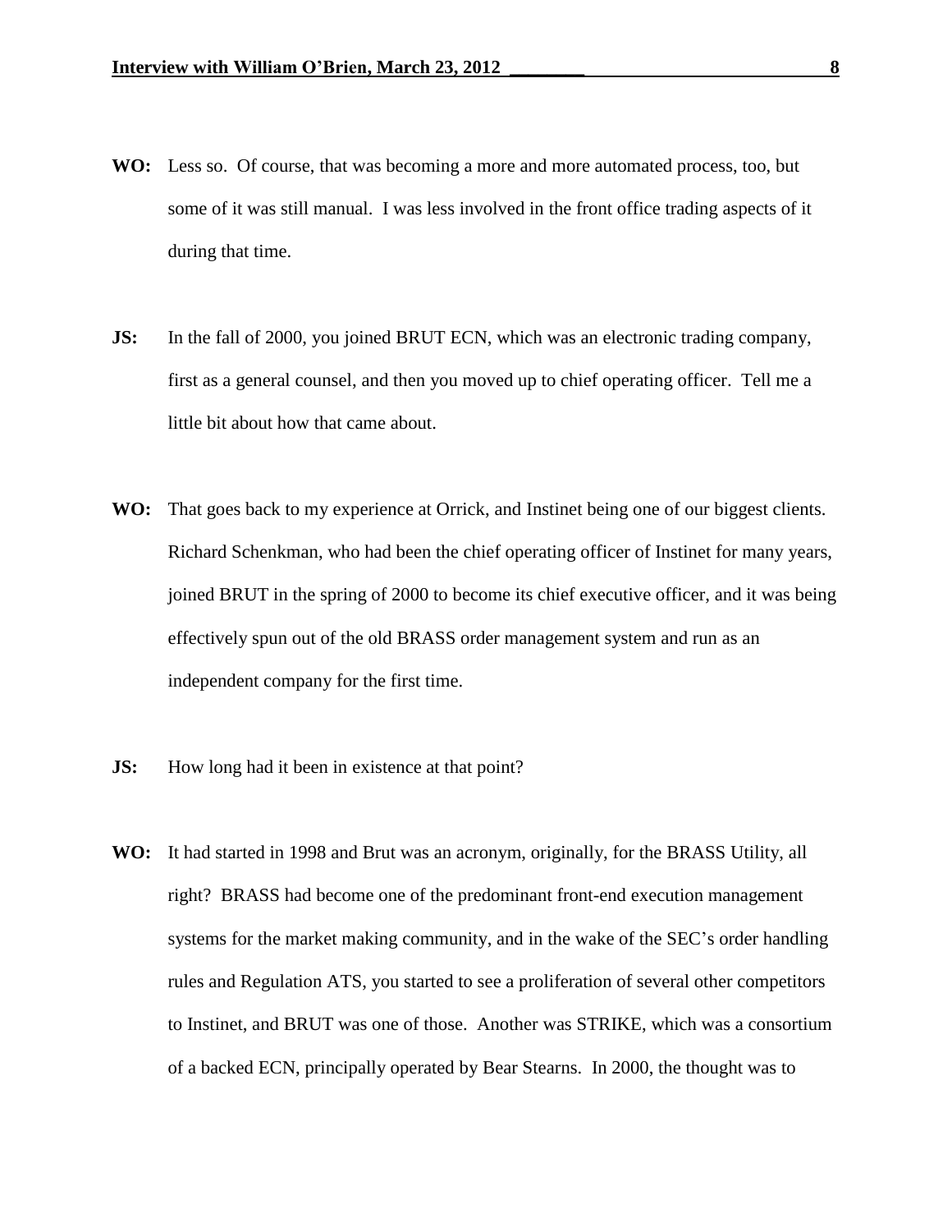**WO:** Less so. Of course, that was becoming a more and more automated process, too, but some of it was still manual. I was less involved in the front office trading aspects of it during that time.

**JS:** In the fall of 2000, you joined BRUT ECN, which was an electronic trading company, first as a general counsel, and then you moved up to chief operating officer. Tell me a little bit about how that came about.

**WO:** That goes back to my experience at Orrick, and Instinet being one of our biggest clients. Richard Schenkman, who had been the chief operating officer of Instinet for many years, joined BRUT in the spring of 2000 to become its chief executive officer, and it was being effectively spun out of the old BRASS order management system and run as an independent company for the first time.

**JS:** How long had it been in existence at that point?

**WO:** It had started in 1998 and Brut was an acronym, originally, for the BRASS Utility, all right? BRASS had become one of the predominant front-end execution management systems for the market making community, and in the wake of the SEC's order handling rules and Regulation ATS, you started to see a proliferation of several other competitors to Instinet, and BRUT was one of those. Another was STRIKE, which was a consortium of a backed ECN, principally operated by Bear Stearns. In 2000, the thought was to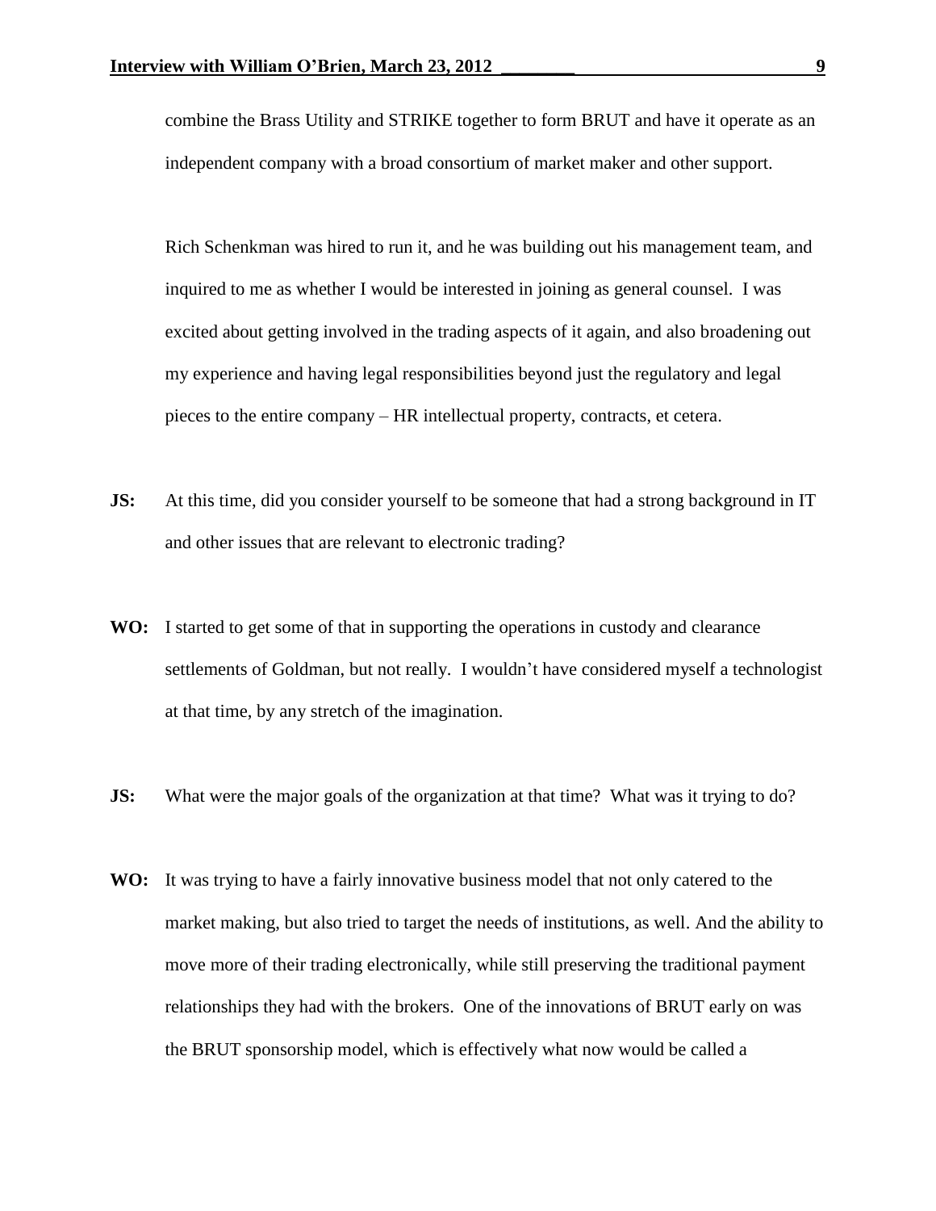combine the Brass Utility and STRIKE together to form BRUT and have it operate as an independent company with a broad consortium of market maker and other support.

Rich Schenkman was hired to run it, and he was building out his management team, and inquired to me as whether I would be interested in joining as general counsel. I was excited about getting involved in the trading aspects of it again, and also broadening out my experience and having legal responsibilities beyond just the regulatory and legal pieces to the entire company – HR intellectual property, contracts, et cetera.

**JS:** At this time, did you consider yourself to be someone that had a strong background in IT and other issues that are relevant to electronic trading?

**WO:** I started to get some of that in supporting the operations in custody and clearance settlements of Goldman, but not really. I wouldn't have considered myself a technologist at that time, by any stretch of the imagination.

**JS:** What were the major goals of the organization at that time? What was it trying to do?

**WO:** It was trying to have a fairly innovative business model that not only catered to the market making, but also tried to target the needs of institutions, as well. And the ability to move more of their trading electronically, while still preserving the traditional payment relationships they had with the brokers. One of the innovations of BRUT early on was the BRUT sponsorship model, which is effectively what now would be called a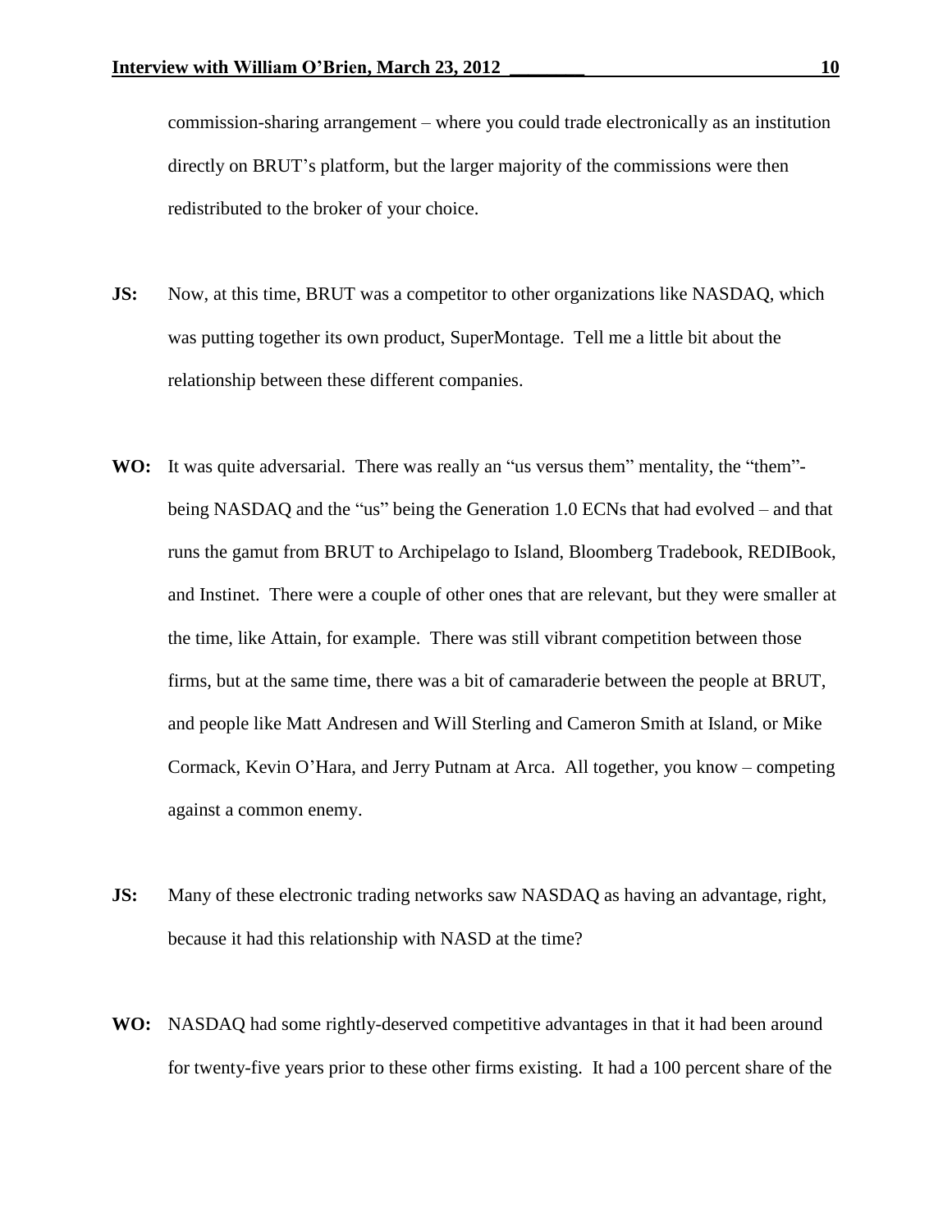commission-sharing arrangement – where you could trade electronically as an institution directly on BRUT's platform, but the larger majority of the commissions were then redistributed to the broker of your choice.

**JS:** Now, at this time, BRUT was a competitor to other organizations like NASDAQ, which was putting together its own product, SuperMontage. Tell me a little bit about the relationship between these different companies.

**WO:** It was quite adversarial. There was really an "us versus them" mentality, the "them"-being NASDAQ and the "us" being the Generation 1.0 ECNs that had evolved – and that runs the gamut from BRUT to Archipelago to Island, Bloomberg Tradebook, REDIBook, and Instinet. There were a couple of other ones that are relevant, but they were smaller at the time, like Attain, for example. There was still vibrant competition between those firms, but at the same time, there was a bit of camaraderie between the people at BRUT, and people like Matt Andresen and Will Sterling and Cameron Smith at Island, or Mike Cormack, Kevin O'Hara, and Jerry Putnam at Arca. All together, you know – competing against a common enemy.

**JS:** Many of these electronic trading networks saw NASDAQ as having an advantage, right, because it had this relationship with NASD at the time?

**WO:** NASDAQ had some rightly-deserved competitive advantages in that it had been around for twenty-five years prior to these other firms existing. It had a 100 percent share of the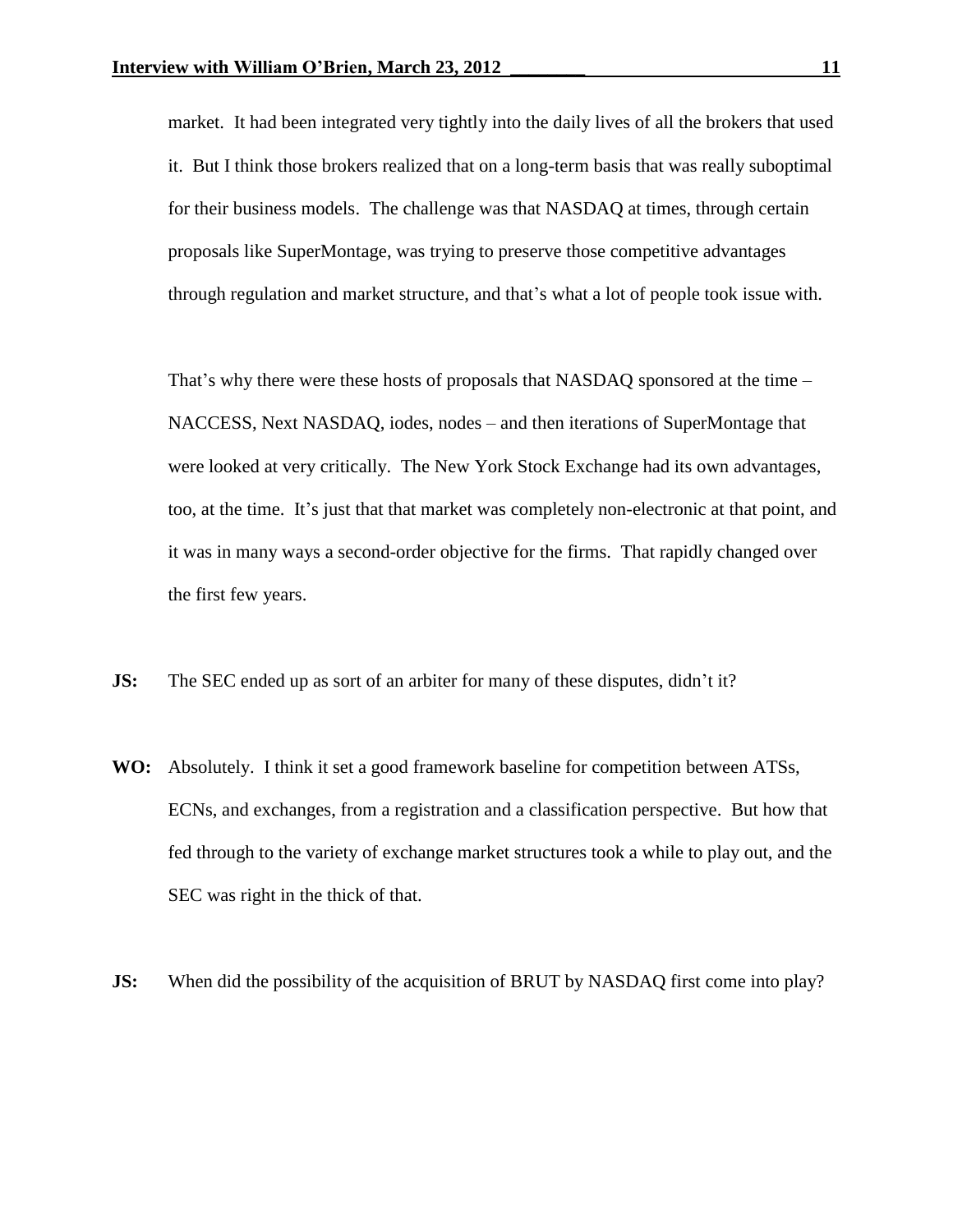market. It had been integrated very tightly into the daily lives of all the brokers that used it. But I think those brokers realized that on a long-term basis that was really suboptimal for their business models. The challenge was that NASDAQ at times, through certain proposals like SuperMontage, was trying to preserve those competitive advantages through regulation and market structure, and that's what a lot of people took issue with.

That's why there were these hosts of proposals that NASDAQ sponsored at the time – NACCESS, Next NASDAQ, iodes, nodes – and then iterations of SuperMontage that were looked at very critically. The New York Stock Exchange had its own advantages, too, at the time. It's just that that market was completely non-electronic at that point, and it was in many ways a second-order objective for the firms. That rapidly changed over the first few years.

**JS:** The SEC ended up as sort of an arbiter for many of these disputes, didn't it?

**WO:** Absolutely. I think it set a good framework baseline for competition between ATSs, ECNs, and exchanges, from a registration and a classification perspective. But how that fed through to the variety of exchange market structures took a while to play out, and the SEC was right in the thick of that.

**JS:** When did the possibility of the acquisition of BRUT by NASDAQ first come into play?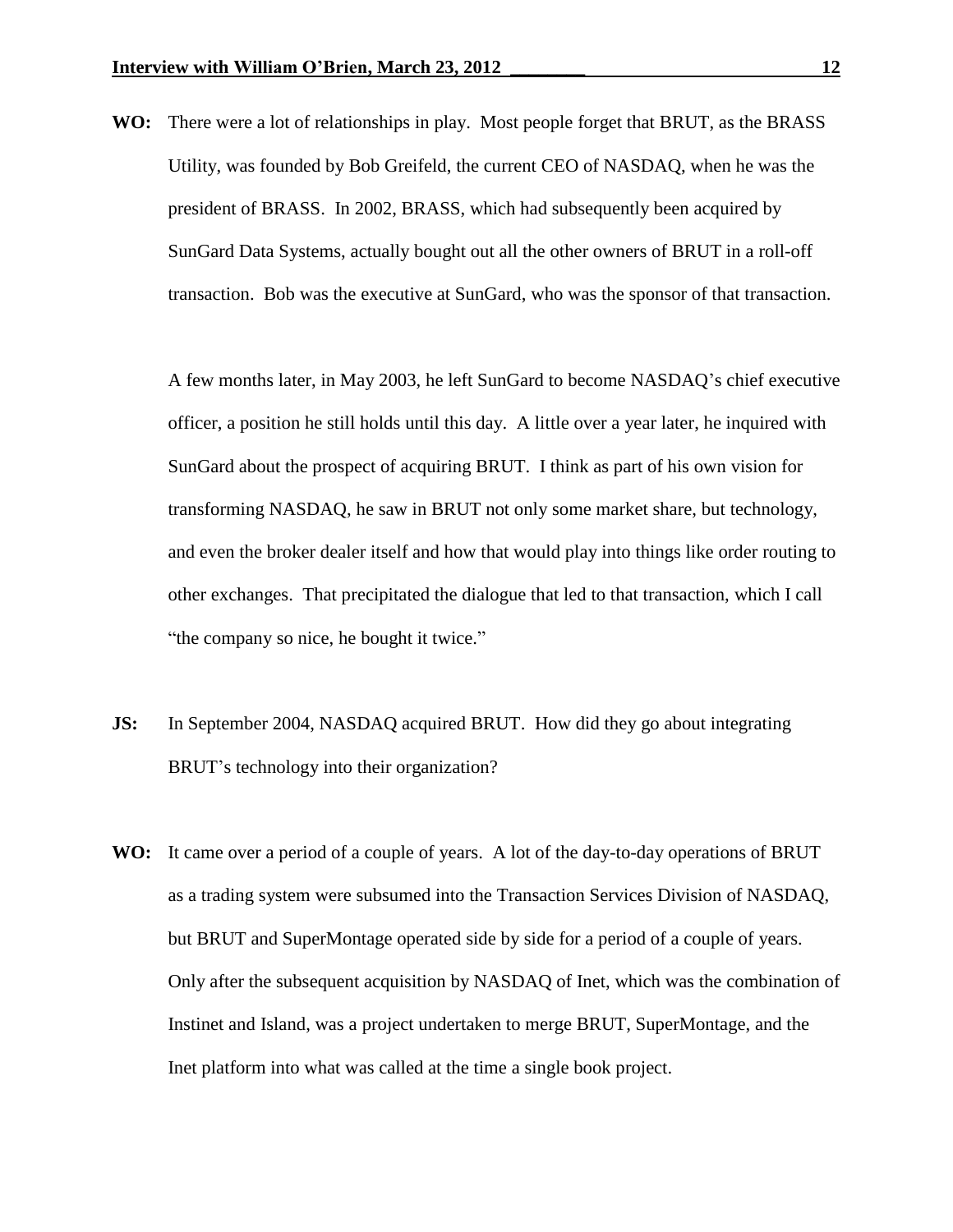**WO:** There were a lot of relationships in play. Most people forget that BRUT, as the BRASS Utility, was founded by Bob Greifeld, the current CEO of NASDAQ, when he was the president of BRASS. In 2002, BRASS, which had subsequently been acquired by SunGard Data Systems, actually bought out all the other owners of BRUT in a roll-off transaction. Bob was the executive at SunGard, who was the sponsor of that transaction.

A few months later, in May 2003, he left SunGard to become NASDAQ's chief executive officer, a position he still holds until this day. A little over a year later, he inquired with SunGard about the prospect of acquiring BRUT. I think as part of his own vision for transforming NASDAQ, he saw in BRUT not only some market share, but technology, and even the broker dealer itself and how that would play into things like order routing to other exchanges. That precipitated the dialogue that led to that transaction, which I call "the company so nice, he bought it twice."

**JS:** In September 2004, NASDAQ acquired BRUT. How did they go about integrating BRUT's technology into their organization?

**WO:** It came over a period of a couple of years. A lot of the day-to-day operations of BRUT as a trading system were subsumed into the Transaction Services Division of NASDAQ, but BRUT and SuperMontage operated side by side for a period of a couple of years. Only after the subsequent acquisition by NASDAQ of Inet, which was the combination of Instinet and Island, was a project undertaken to merge BRUT, SuperMontage, and the Inet platform into what was called at the time a single book project.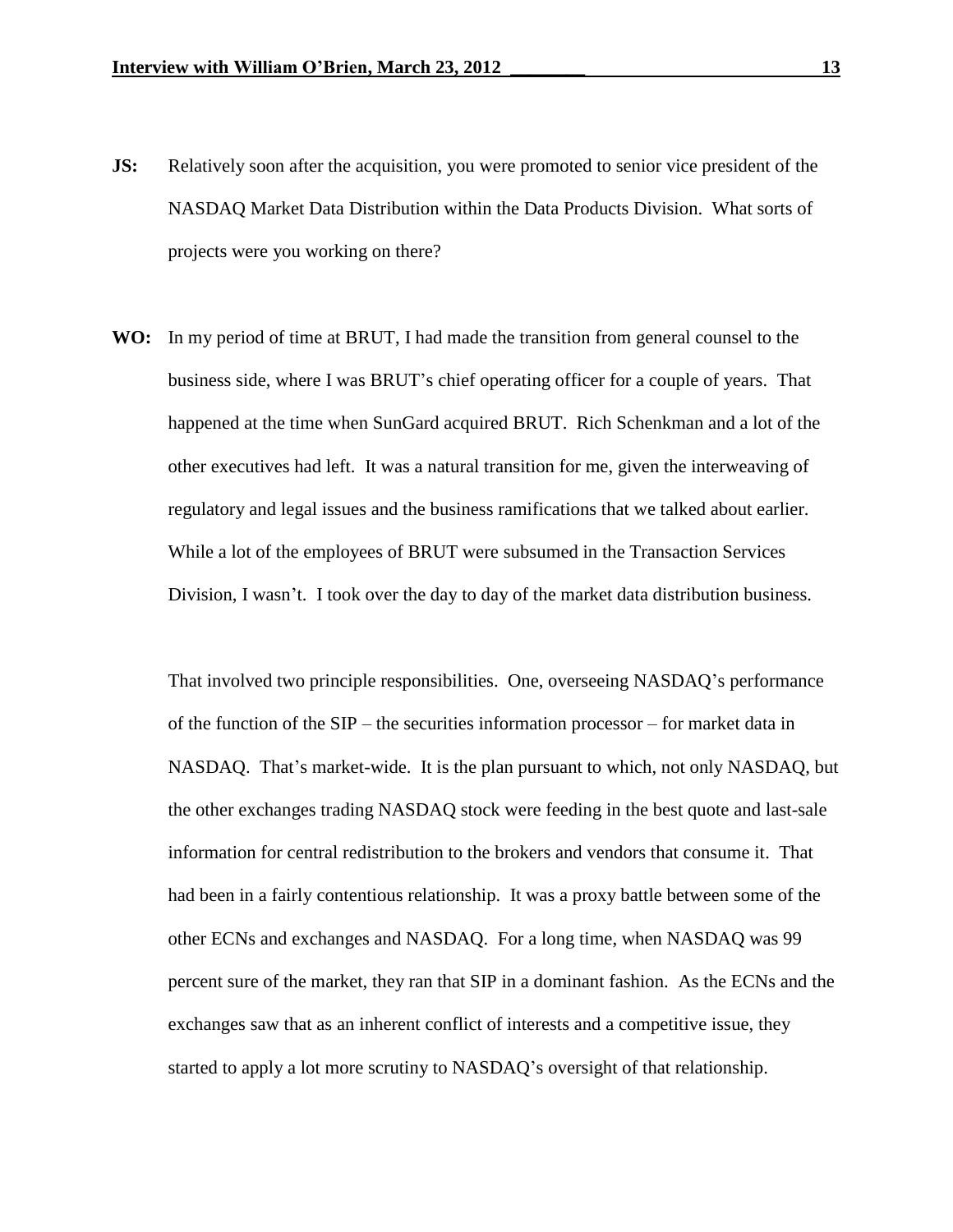**JS:** Relatively soon after the acquisition, you were promoted to senior vice president of the NASDAQ Market Data Distribution within the Data Products Division. What sorts of projects were you working on there?

**WO:** In my period of time at BRUT, I had made the transition from general counsel to the business side, where I was BRUT's chief operating officer for a couple of years. That happened at the time when SunGard acquired BRUT. Rich Schenkman and a lot of the other executives had left. It was a natural transition for me, given the interweaving of regulatory and legal issues and the business ramifications that we talked about earlier. While a lot of the employees of BRUT were subsumed in the Transaction Services Division, I wasn't. I took over the day to day of the market data distribution business.

That involved two principle responsibilities. One, overseeing NASDAQ's performance of the function of the SIP – the securities information processor – for market data in NASDAQ. That's market-wide. It is the plan pursuant to which, not only NASDAQ, but the other exchanges trading NASDAQ stock were feeding in the best quote and last-sale information for central redistribution to the brokers and vendors that consume it. That had been in a fairly contentious relationship. It was a proxy battle between some of the other ECNs and exchanges and NASDAQ. For a long time, when NASDAQ was 99 percent sure of the market, they ran that SIP in a dominant fashion. As the ECNs and the exchanges saw that as an inherent conflict of interests and a competitive issue, they started to apply a lot more scrutiny to NASDAQ's oversight of that relationship.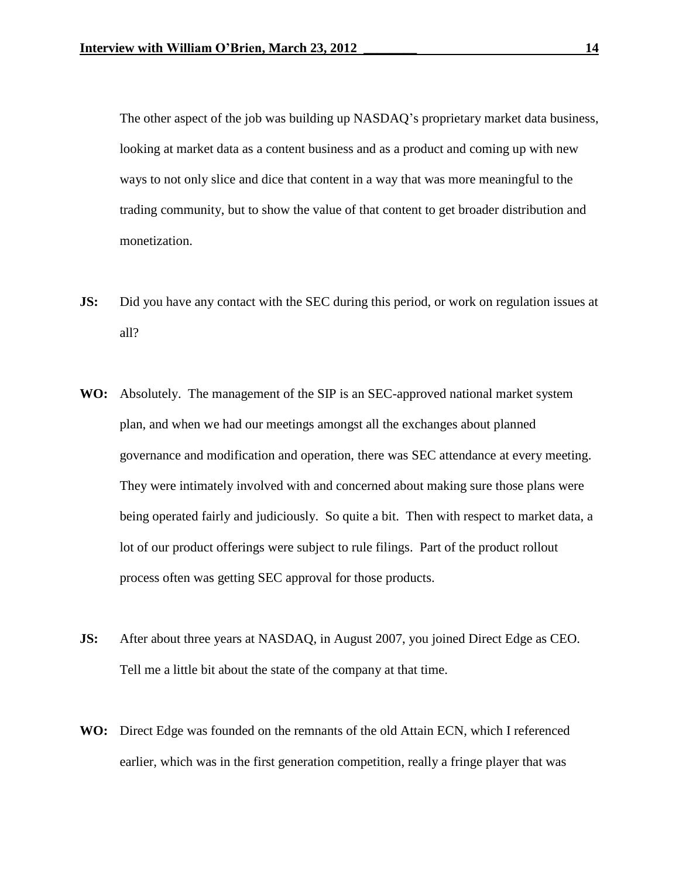The other aspect of the job was building up NASDAQ's proprietary market data business, looking at market data as a content business and as a product and coming up with new ways to not only slice and dice that content in a way that was more meaningful to the trading community, but to show the value of that content to get broader distribution and monetization.

**JS:** Did you have any contact with the SEC during this period, or work on regulation issues at all?

**WO:** Absolutely. The management of the SIP is an SEC-approved national market system plan, and when we had our meetings amongst all the exchanges about planned governance and modification and operation, there was SEC attendance at every meeting. They were intimately involved with and concerned about making sure those plans were being operated fairly and judiciously. So quite a bit. Then with respect to market data, a lot of our product offerings were subject to rule filings. Part of the product rollout process often was getting SEC approval for those products.

**JS:** After about three years at NASDAQ, in August 2007, you joined Direct Edge as CEO. Tell me a little bit about the state of the company at that time.

**WO:** Direct Edge was founded on the remnants of the old Attain ECN, which I referenced earlier, which was in the first generation competition, really a fringe player that was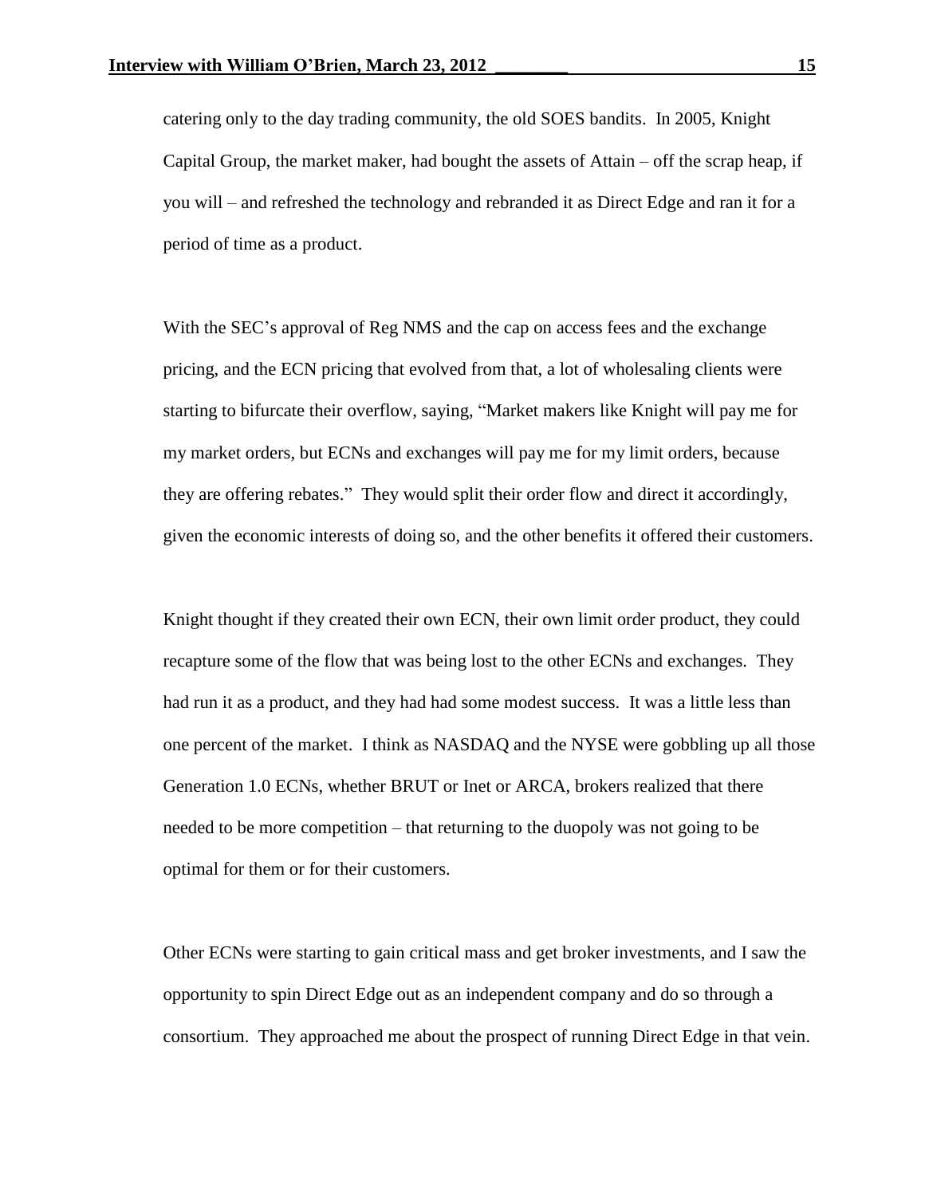catering only to the day trading community, the old SOES bandits. In 2005, Knight Capital Group, the market maker, had bought the assets of Attain – off the scrap heap, if you will – and refreshed the technology and rebranded it as Direct Edge and ran it for a period of time as a product.

With the SEC's approval of Reg NMS and the cap on access fees and the exchange pricing, and the ECN pricing that evolved from that, a lot of wholesaling clients were starting to bifurcate their overflow, saying, "Market makers like Knight will pay me for my market orders, but ECNs and exchanges will pay me for my limit orders, because they are offering rebates." They would split their order flow and direct it accordingly, given the economic interests of doing so, and the other benefits it offered their customers.

Knight thought if they created their own ECN, their own limit order product, they could recapture some of the flow that was being lost to the other ECNs and exchanges. They had run it as a product, and they had had some modest success. It was a little less than one percent of the market. I think as NASDAQ and the NYSE were gobbling up all those Generation 1.0 ECNs, whether BRUT or Inet or ARCA, brokers realized that there needed to be more competition – that returning to the duopoly was not going to be optimal for them or for their customers.

Other ECNs were starting to gain critical mass and get broker investments, and I saw the opportunity to spin Direct Edge out as an independent company and do so through a consortium. They approached me about the prospect of running Direct Edge in that vein.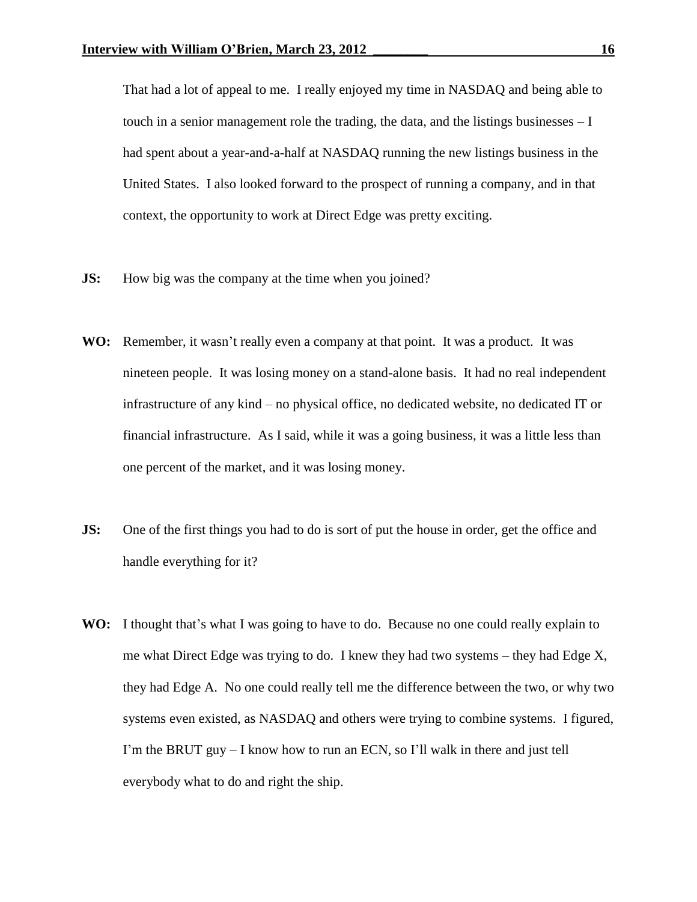That had a lot of appeal to me. I really enjoyed my time in NASDAQ and being able to touch in a senior management role the trading, the data, and the listings businesses – I had spent about a year-and-a-half at NASDAQ running the new listings business in the United States. I also looked forward to the prospect of running a company, and in that context, the opportunity to work at Direct Edge was pretty exciting.

**JS:** How big was the company at the time when you joined?

**WO:** Remember, it wasn't really even a company at that point. It was a product. It was nineteen people. It was losing money on a stand-alone basis. It had no real independent infrastructure of any kind – no physical office, no dedicated website, no dedicated IT or financial infrastructure. As I said, while it was a going business, it was a little less than one percent of the market, and it was losing money.

**JS:** One of the first things you had to do is sort of put the house in order, get the office and handle everything for it?

**WO:** I thought that's what I was going to have to do. Because no one could really explain to me what Direct Edge was trying to do. I knew they had two systems – they had Edge X, they had Edge A. No one could really tell me the difference between the two, or why two systems even existed, as NASDAQ and others were trying to combine systems. I figured, I'm the BRUT guy – I know how to run an ECN, so I'll walk in there and just tell everybody what to do and right the ship.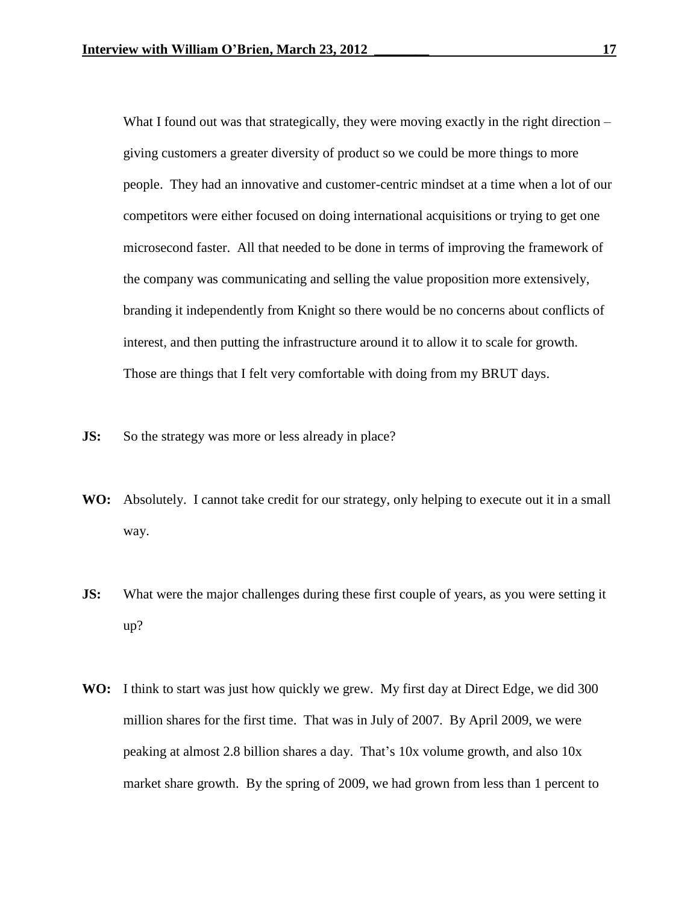What I found out was that strategically, they were moving exactly in the right direction – giving customers a greater diversity of product so we could be more things to more people. They had an innovative and customer-centric mindset at a time when a lot of our competitors were either focused on doing international acquisitions or trying to get one microsecond faster. All that needed to be done in terms of improving the framework of the company was communicating and selling the value proposition more extensively, branding it independently from Knight so there would be no concerns about conflicts of interest, and then putting the infrastructure around it to allow it to scale for growth. Those are things that I felt very comfortable with doing from my BRUT days.

**JS:** So the strategy was more or less already in place?

**WO:** Absolutely. I cannot take credit for our strategy, only helping to execute out it in a small way.

**JS:** What were the major challenges during these first couple of years, as you were setting it up?

**WO:** I think to start was just how quickly we grew. My first day at Direct Edge, we did 300 million shares for the first time. That was in July of 2007. By April 2009, we were peaking at almost 2.8 billion shares a day. That's 10x volume growth, and also 10x market share growth. By the spring of 2009, we had grown from less than 1 percent to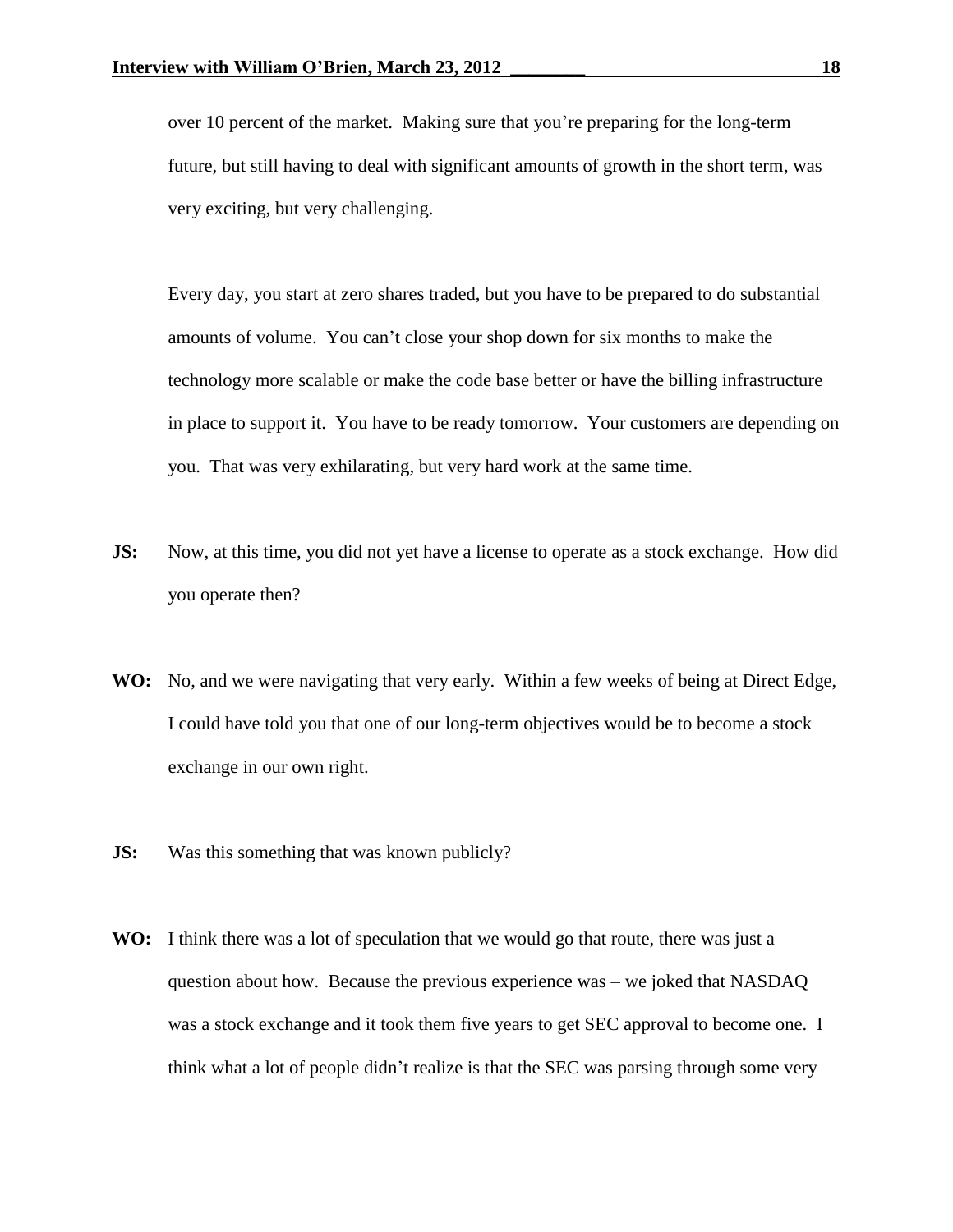over 10 percent of the market. Making sure that you're preparing for the long-term future, but still having to deal with significant amounts of growth in the short term, was very exciting, but very challenging.

Every day, you start at zero shares traded, but you have to be prepared to do substantial amounts of volume. You can't close your shop down for six months to make the technology more scalable or make the code base better or have the billing infrastructure in place to support it. You have to be ready tomorrow. Your customers are depending on you. That was very exhilarating, but very hard work at the same time.

**JS:** Now, at this time, you did not yet have a license to operate as a stock exchange. How did you operate then?

**WO:** No, and we were navigating that very early. Within a few weeks of being at Direct Edge, I could have told you that one of our long-term objectives would be to become a stock exchange in our own right.

**JS:** Was this something that was known publicly?

**WO:** I think there was a lot of speculation that we would go that route, there was just a question about how. Because the previous experience was – we joked that NASDAQ was a stock exchange and it took them five years to get SEC approval to become one. I think what a lot of people didn't realize is that the SEC was parsing through some very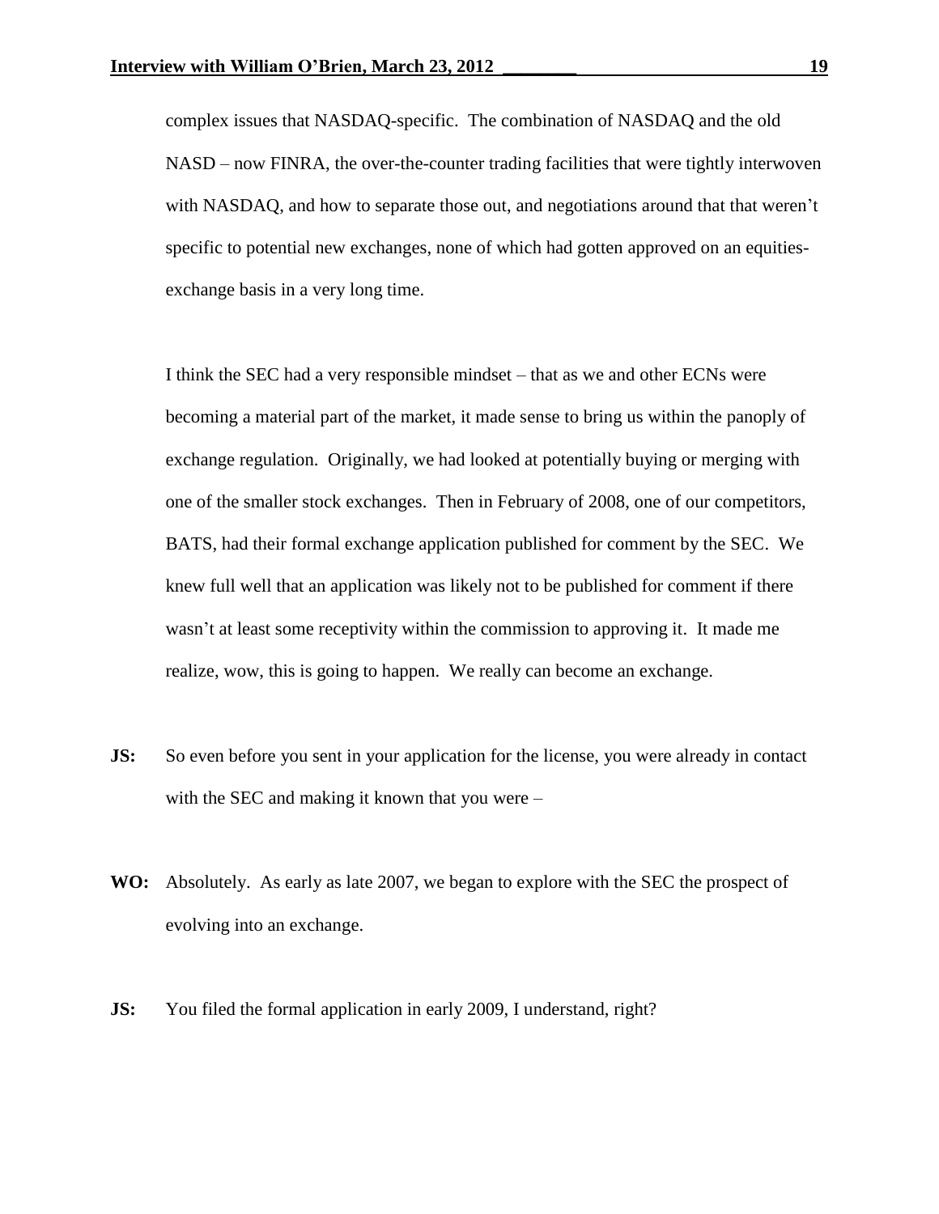complex issues that NASDAQ-specific. The combination of NASDAQ and the old NASD – now FINRA, the over-the-counter trading facilities that were tightly interwoven with NASDAQ, and how to separate those out, and negotiations around that that weren't specific to potential new exchanges, none of which had gotten approved on an equities-exchange basis in a very long time.

I think the SEC had a very responsible mindset – that as we and other ECNs were becoming a material part of the market, it made sense to bring us within the panoply of exchange regulation. Originally, we had looked at potentially buying or merging with one of the smaller stock exchanges. Then in February of 2008, one of our competitors, BATS, had their formal exchange application published for comment by the SEC. We knew full well that an application was likely not to be published for comment if there wasn't at least some receptivity within the commission to approving it. It made me realize, wow, this is going to happen. We really can become an exchange.

**JS:** So even before you sent in your application for the license, you were already in contact with the SEC and making it known that you were –

**WO:** Absolutely. As early as late 2007, we began to explore with the SEC the prospect of evolving into an exchange.

**JS:** You filed the formal application in early 2009, I understand, right?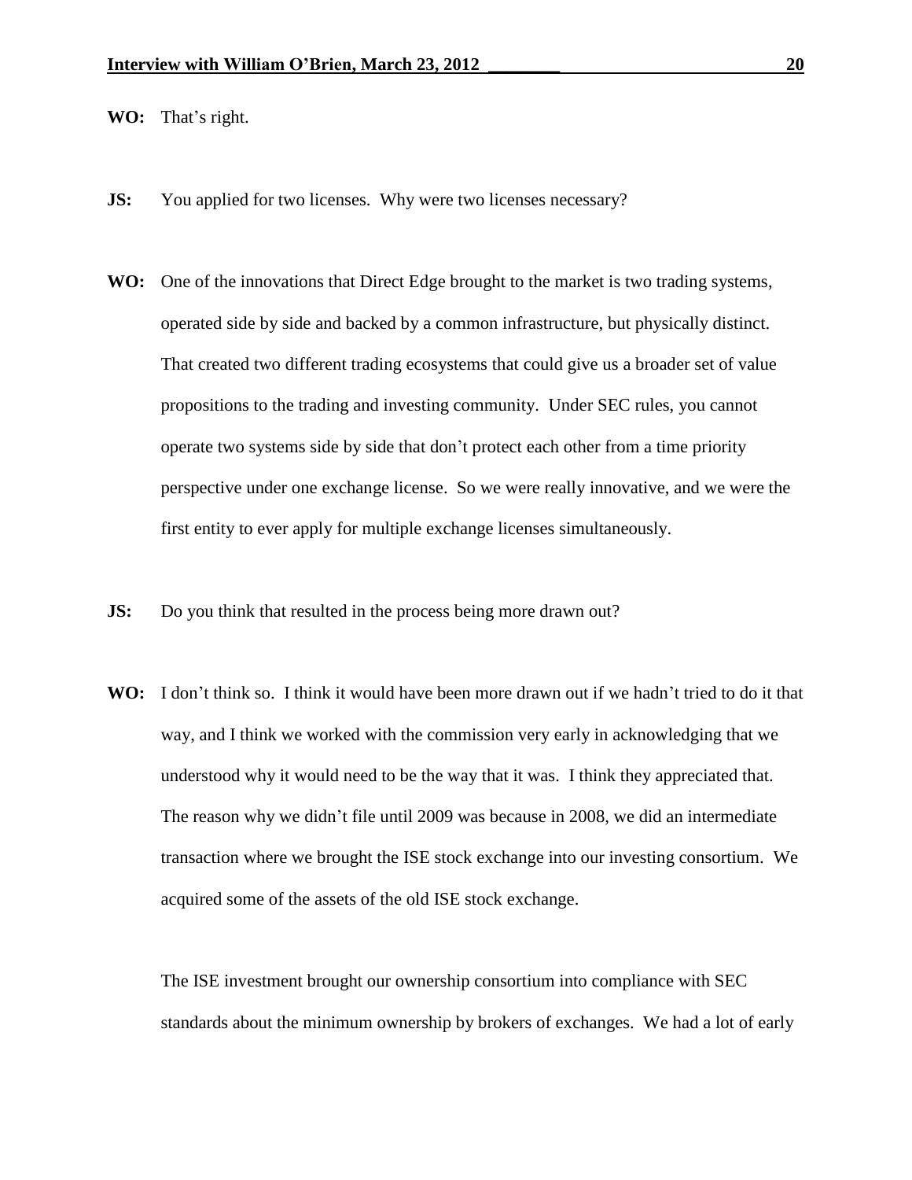**WO:** That's right.

**JS:** You applied for two licenses. Why were two licenses necessary?

**WO:** One of the innovations that Direct Edge brought to the market is two trading systems, operated side by side and backed by a common infrastructure, but physically distinct. That created two different trading ecosystems that could give us a broader set of value propositions to the trading and investing community. Under SEC rules, you cannot operate two systems side by side that don't protect each other from a time priority perspective under one exchange license. So we were really innovative, and we were the first entity to ever apply for multiple exchange licenses simultaneously.

**JS:** Do you think that resulted in the process being more drawn out?

**WO:** I don't think so. I think it would have been more drawn out if we hadn't tried to do it that way, and I think we worked with the commission very early in acknowledging that we understood why it would need to be the way that it was. I think they appreciated that. The reason why we didn't file until 2009 was because in 2008, we did an intermediate transaction where we brought the ISE stock exchange into our investing consortium. We acquired some of the assets of the old ISE stock exchange.

The ISE investment brought our ownership consortium into compliance with SEC standards about the minimum ownership by brokers of exchanges. We had a lot of early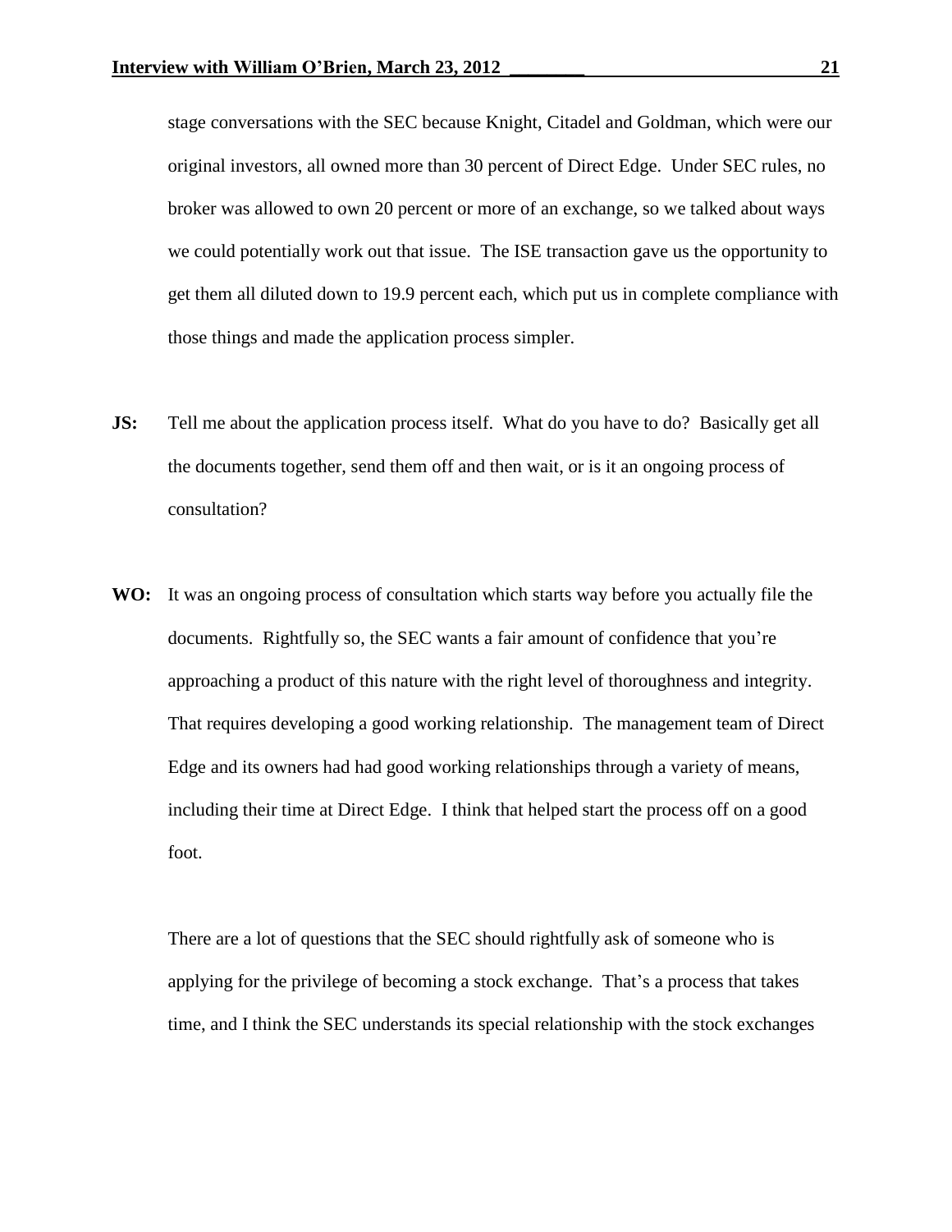stage conversations with the SEC because Knight, Citadel and Goldman, which were our original investors, all owned more than 30 percent of Direct Edge. Under SEC rules, no broker was allowed to own 20 percent or more of an exchange, so we talked about ways we could potentially work out that issue. The ISE transaction gave us the opportunity to get them all diluted down to 19.9 percent each, which put us in complete compliance with those things and made the application process simpler.

**JS:** Tell me about the application process itself. What do you have to do? Basically get all the documents together, send them off and then wait, or is it an ongoing process of consultation?

**WO:** It was an ongoing process of consultation which starts way before you actually file the documents. Rightfully so, the SEC wants a fair amount of confidence that you're approaching a product of this nature with the right level of thoroughness and integrity. That requires developing a good working relationship. The management team of Direct Edge and its owners had had good working relationships through a variety of means, including their time at Direct Edge. I think that helped start the process off on a good foot.

There are a lot of questions that the SEC should rightfully ask of someone who is applying for the privilege of becoming a stock exchange. That's a process that takes time, and I think the SEC understands its special relationship with the stock exchanges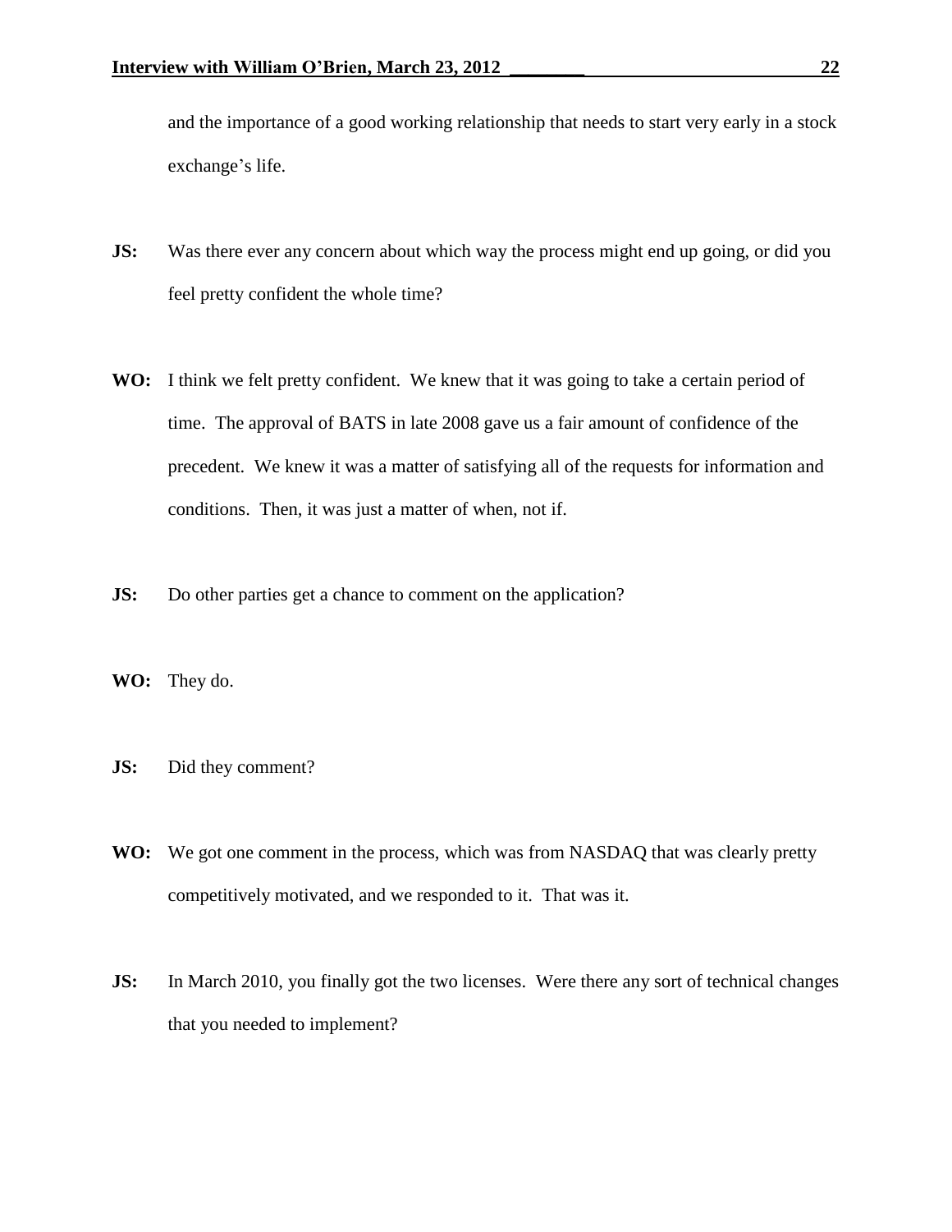and the importance of a good working relationship that needs to start very early in a stock exchange's life.

**JS:** Was there ever any concern about which way the process might end up going, or did you feel pretty confident the whole time?

**WO:** I think we felt pretty confident. We knew that it was going to take a certain period of time. The approval of BATS in late 2008 gave us a fair amount of confidence of the precedent. We knew it was a matter of satisfying all of the requests for information and conditions. Then, it was just a matter of when, not if.

**JS:** Do other parties get a chance to comment on the application?

**WO:** They do.

**JS:** Did they comment?

**WO:** We got one comment in the process, which was from NASDAQ that was clearly pretty competitively motivated, and we responded to it. That was it.

**JS:** In March 2010, you finally got the two licenses. Were there any sort of technical changes that you needed to implement?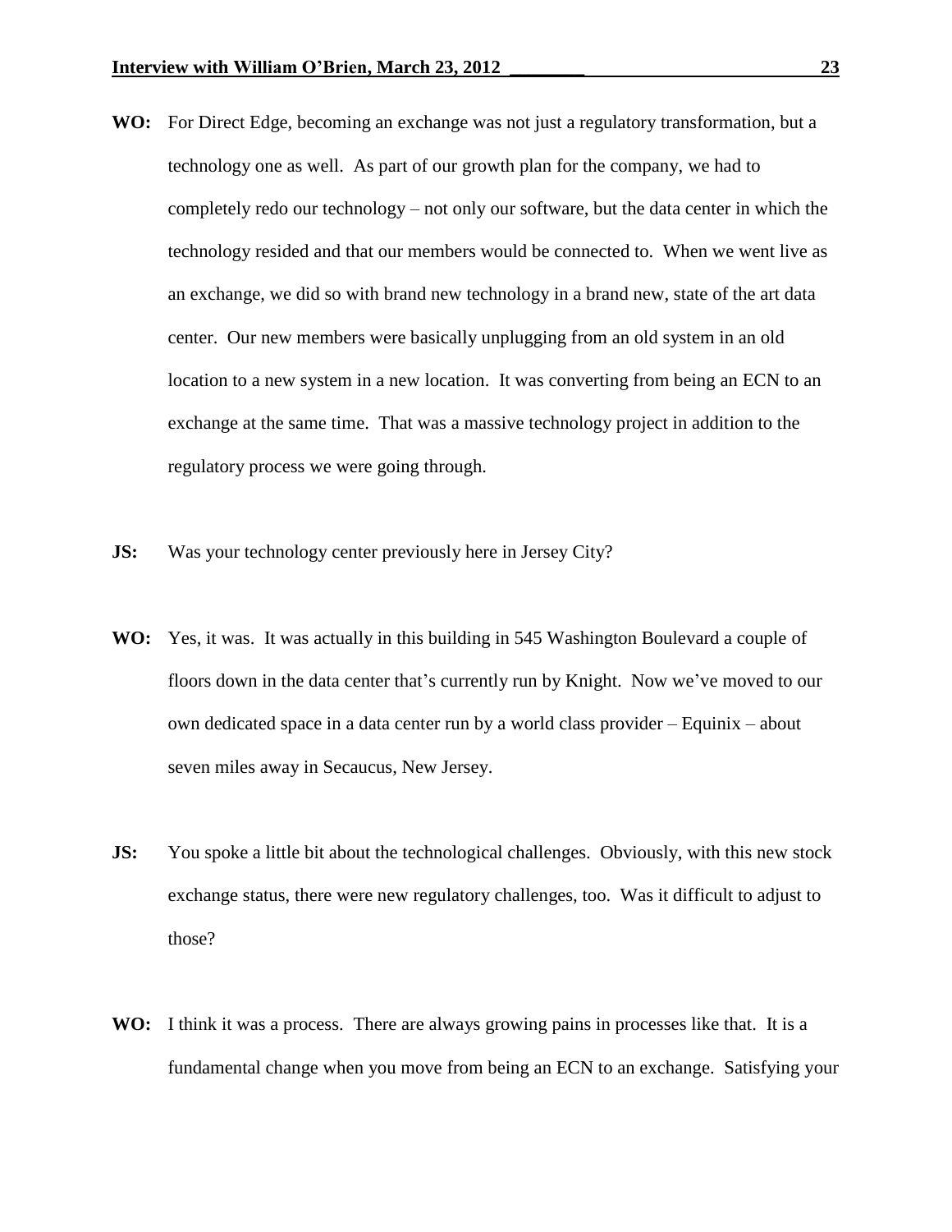**WO:** For Direct Edge, becoming an exchange was not just a regulatory transformation, but a technology one as well. As part of our growth plan for the company, we had to completely redo our technology – not only our software, but the data center in which the technology resided and that our members would be connected to. When we went live as an exchange, we did so with brand new technology in a brand new, state of the art data center. Our new members were basically unplugging from an old system in an old location to a new system in a new location. It was converting from being an ECN to an exchange at the same time. That was a massive technology project in addition to the regulatory process we were going through.

**JS:** Was your technology center previously here in Jersey City?

**WO:** Yes, it was. It was actually in this building in 545 Washington Boulevard a couple of floors down in the data center that's currently run by Knight. Now we've moved to our own dedicated space in a data center run by a world class provider – Equinix – about seven miles away in Secaucus, New Jersey.

**JS:** You spoke a little bit about the technological challenges. Obviously, with this new stock exchange status, there were new regulatory challenges, too. Was it difficult to adjust to those?

**WO:** I think it was a process. There are always growing pains in processes like that. It is a fundamental change when you move from being an ECN to an exchange. Satisfying your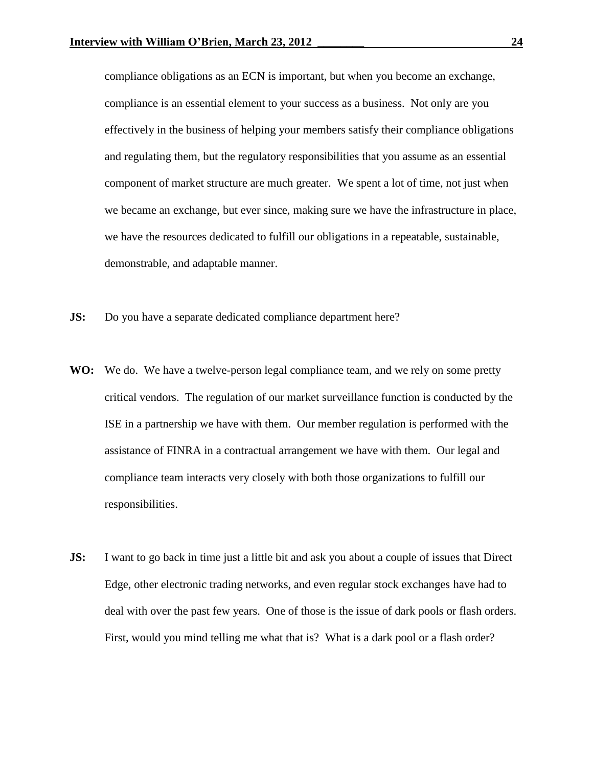compliance obligations as an ECN is important, but when you become an exchange, compliance is an essential element to your success as a business. Not only are you effectively in the business of helping your members satisfy their compliance obligations and regulating them, but the regulatory responsibilities that you assume as an essential component of market structure are much greater. We spent a lot of time, not just when we became an exchange, but ever since, making sure we have the infrastructure in place, we have the resources dedicated to fulfill our obligations in a repeatable, sustainable, demonstrable, and adaptable manner.

**JS:** Do you have a separate dedicated compliance department here?

**WO:** We do. We have a twelve-person legal compliance team, and we rely on some pretty critical vendors. The regulation of our market surveillance function is conducted by the ISE in a partnership we have with them. Our member regulation is performed with the assistance of FINRA in a contractual arrangement we have with them. Our legal and compliance team interacts very closely with both those organizations to fulfill our responsibilities.

**JS:** I want to go back in time just a little bit and ask you about a couple of issues that Direct Edge, other electronic trading networks, and even regular stock exchanges have had to deal with over the past few years. One of those is the issue of dark pools or flash orders. First, would you mind telling me what that is? What is a dark pool or a flash order?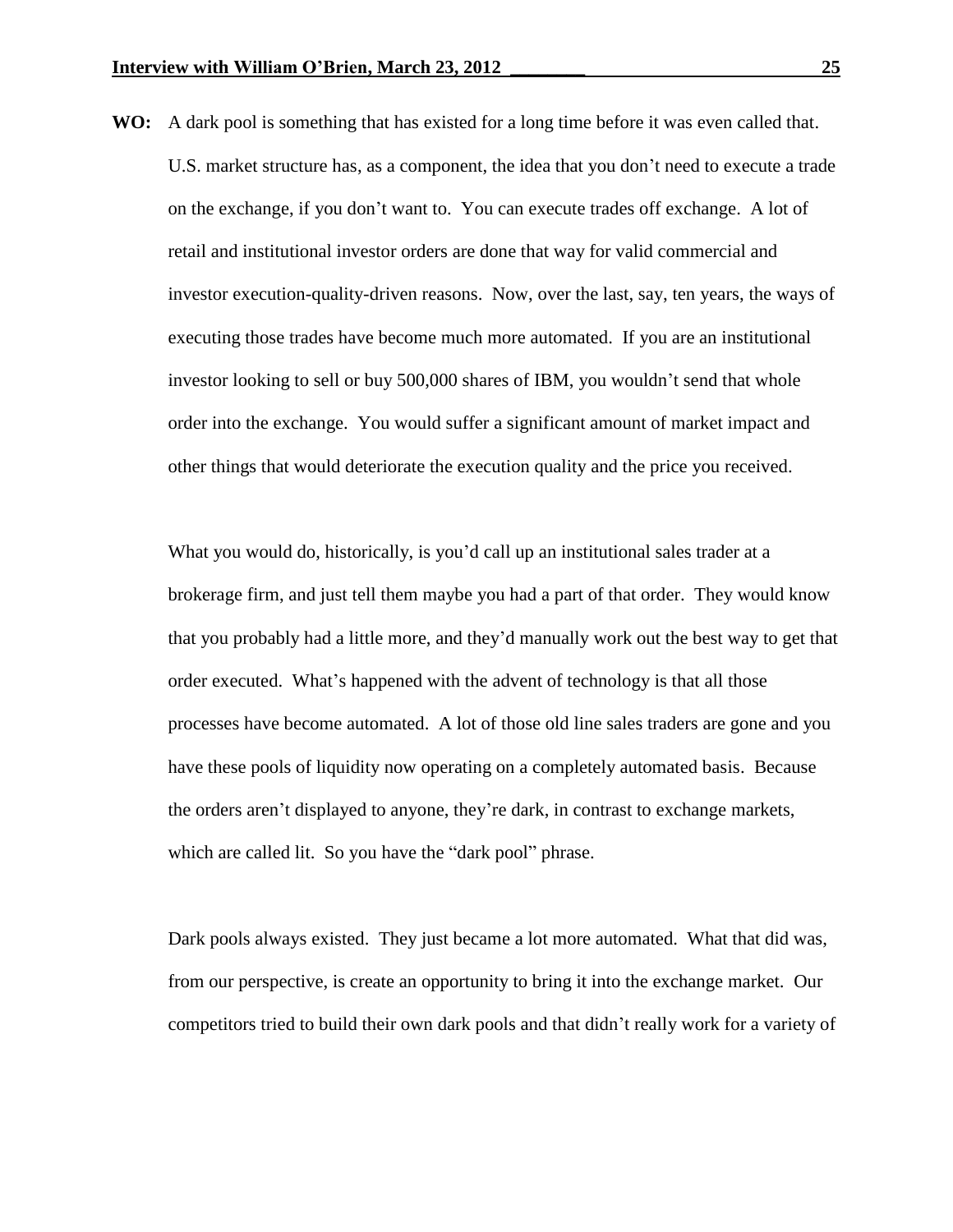**WO:** A dark pool is something that has existed for a long time before it was even called that. U.S. market structure has, as a component, the idea that you don't need to execute a trade on the exchange, if you don't want to. You can execute trades off exchange. A lot of retail and institutional investor orders are done that way for valid commercial and investor execution-quality-driven reasons. Now, over the last, say, ten years, the ways of executing those trades have become much more automated. If you are an institutional investor looking to sell or buy 500,000 shares of IBM, you wouldn't send that whole order into the exchange. You would suffer a significant amount of market impact and other things that would deteriorate the execution quality and the price you received.

What you would do, historically, is you'd call up an institutional sales trader at a brokerage firm, and just tell them maybe you had a part of that order. They would know that you probably had a little more, and they'd manually work out the best way to get that order executed. What's happened with the advent of technology is that all those processes have become automated. A lot of those old line sales traders are gone and you have these pools of liquidity now operating on a completely automated basis. Because the orders aren't displayed to anyone, they're dark, in contrast to exchange markets, which are called lit. So you have the "dark pool" phrase.

Dark pools always existed. They just became a lot more automated. What that did was, from our perspective, is create an opportunity to bring it into the exchange market. Our competitors tried to build their own dark pools and that didn't really work for a variety of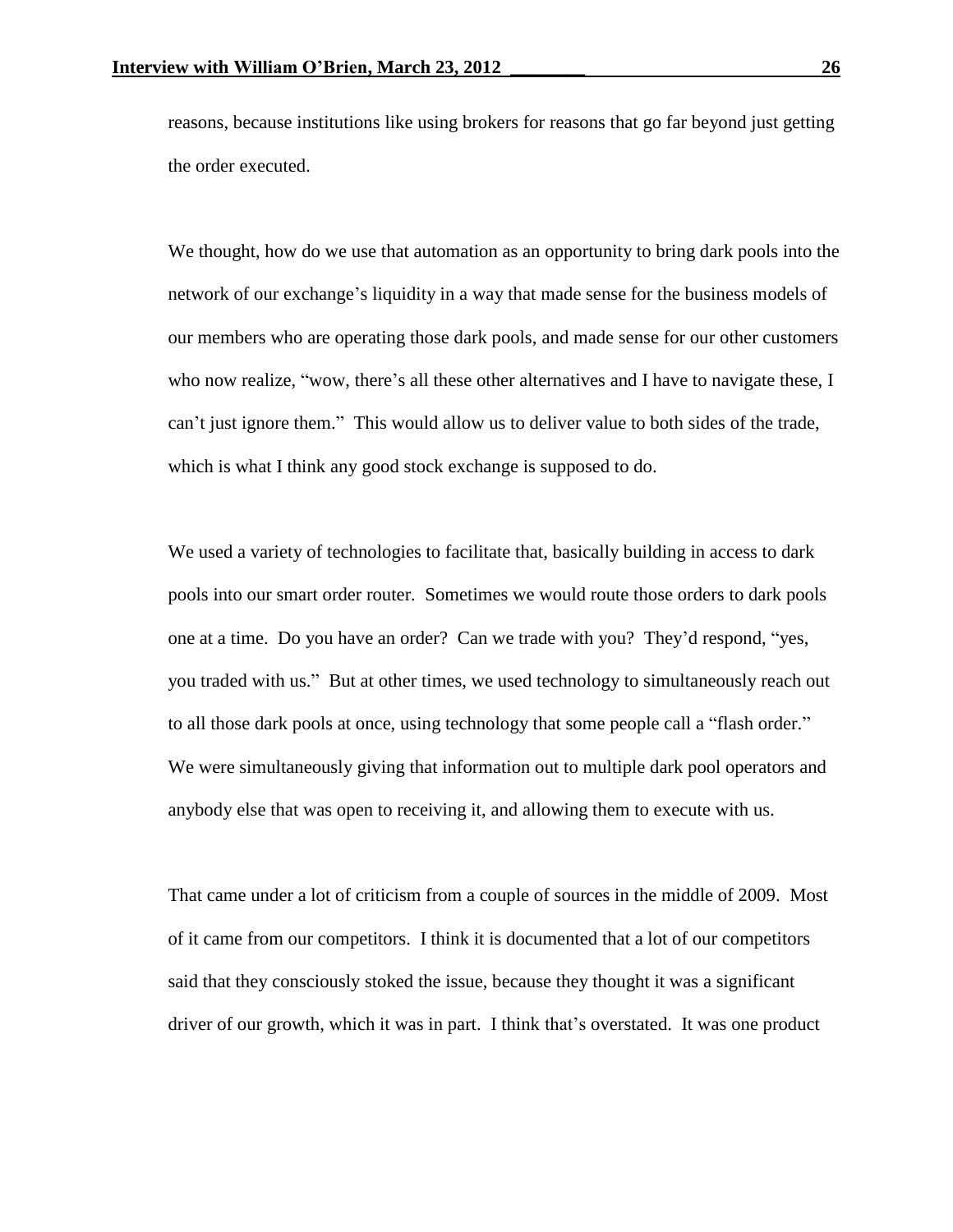reasons, because institutions like using brokers for reasons that go far beyond just getting the order executed.

We thought, how do we use that automation as an opportunity to bring dark pools into the network of our exchange's liquidity in a way that made sense for the business models of our members who are operating those dark pools, and made sense for our other customers who now realize, "wow, there's all these other alternatives and I have to navigate these, I can't just ignore them." This would allow us to deliver value to both sides of the trade, which is what I think any good stock exchange is supposed to do.

We used a variety of technologies to facilitate that, basically building in access to dark pools into our smart order router. Sometimes we would route those orders to dark pools one at a time. Do you have an order? Can we trade with you? They'd respond, "yes, you traded with us." But at other times, we used technology to simultaneously reach out to all those dark pools at once, using technology that some people call a "flash order." We were simultaneously giving that information out to multiple dark pool operators and anybody else that was open to receiving it, and allowing them to execute with us.

That came under a lot of criticism from a couple of sources in the middle of 2009. Most of it came from our competitors. I think it is documented that a lot of our competitors said that they consciously stoked the issue, because they thought it was a significant driver of our growth, which it was in part. I think that's overstated. It was one product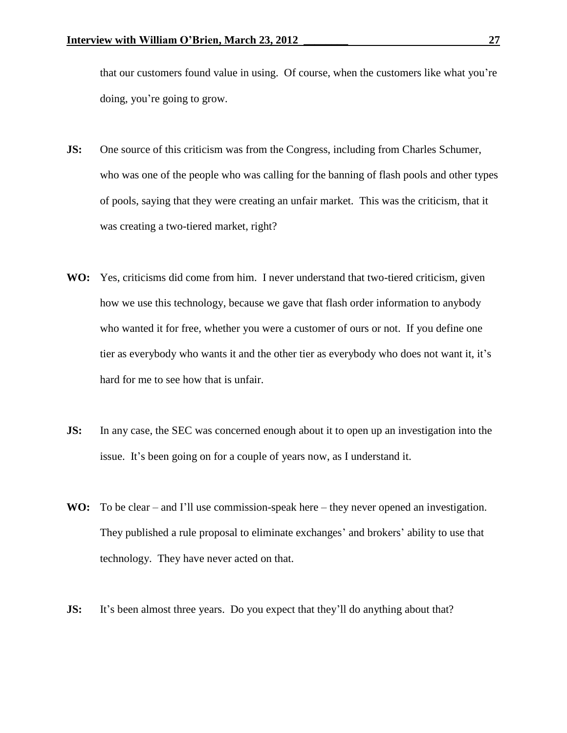that our customers found value in using. Of course, when the customers like what you're doing, you're going to grow.

**JS:** One source of this criticism was from the Congress, including from Charles Schumer, who was one of the people who was calling for the banning of flash pools and other types of pools, saying that they were creating an unfair market. This was the criticism, that it was creating a two-tiered market, right?

**WO:** Yes, criticisms did come from him. I never understand that two-tiered criticism, given how we use this technology, because we gave that flash order information to anybody who wanted it for free, whether you were a customer of ours or not. If you define one tier as everybody who wants it and the other tier as everybody who does not want it, it's hard for me to see how that is unfair.

**JS:** In any case, the SEC was concerned enough about it to open up an investigation into the issue. It's been going on for a couple of years now, as I understand it.

**WO:** To be clear – and I'll use commission-speak here – they never opened an investigation. They published a rule proposal to eliminate exchanges' and brokers' ability to use that technology. They have never acted on that.

**JS:** It's been almost three years. Do you expect that they'll do anything about that?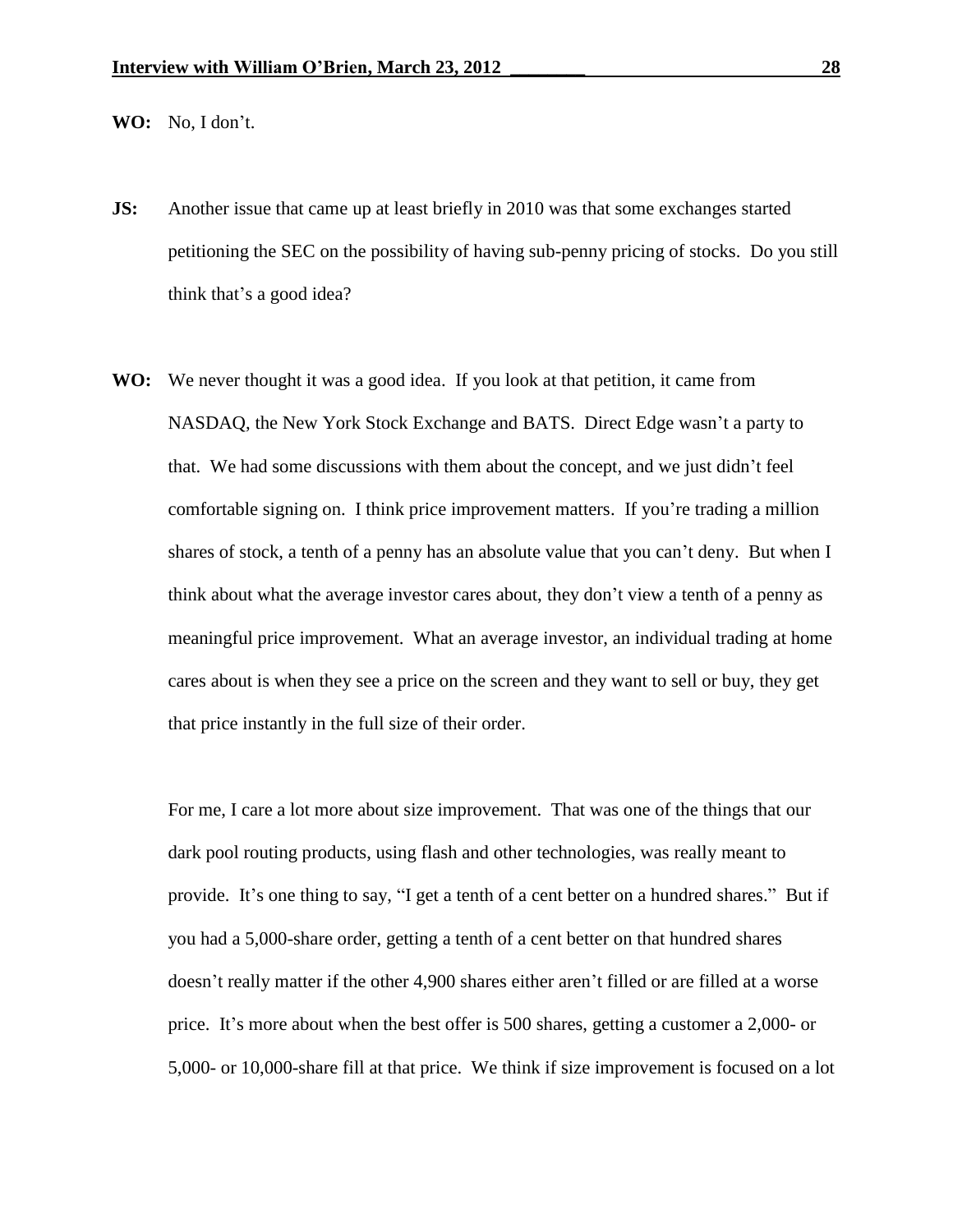**WO:** No, I don't.

**JS:** Another issue that came up at least briefly in 2010 was that some exchanges started petitioning the SEC on the possibility of having sub-penny pricing of stocks. Do you still think that's a good idea?

**WO:** We never thought it was a good idea. If you look at that petition, it came from NASDAQ, the New York Stock Exchange and BATS. Direct Edge wasn't a party to that. We had some discussions with them about the concept, and we just didn't feel comfortable signing on. I think price improvement matters. If you're trading a million shares of stock, a tenth of a penny has an absolute value that you can't deny. But when I think about what the average investor cares about, they don't view a tenth of a penny as meaningful price improvement. What an average investor, an individual trading at home cares about is when they see a price on the screen and they want to sell or buy, they get that price instantly in the full size of their order.

For me, I care a lot more about size improvement. That was one of the things that our dark pool routing products, using flash and other technologies, was really meant to provide. It's one thing to say, "I get a tenth of a cent better on a hundred shares." But if you had a 5,000-share order, getting a tenth of a cent better on that hundred shares doesn't really matter if the other 4,900 shares either aren't filled or are filled at a worse price. It's more about when the best offer is 500 shares, getting a customer a 2,000- or 5,000- or 10,000-share fill at that price. We think if size improvement is focused on a lot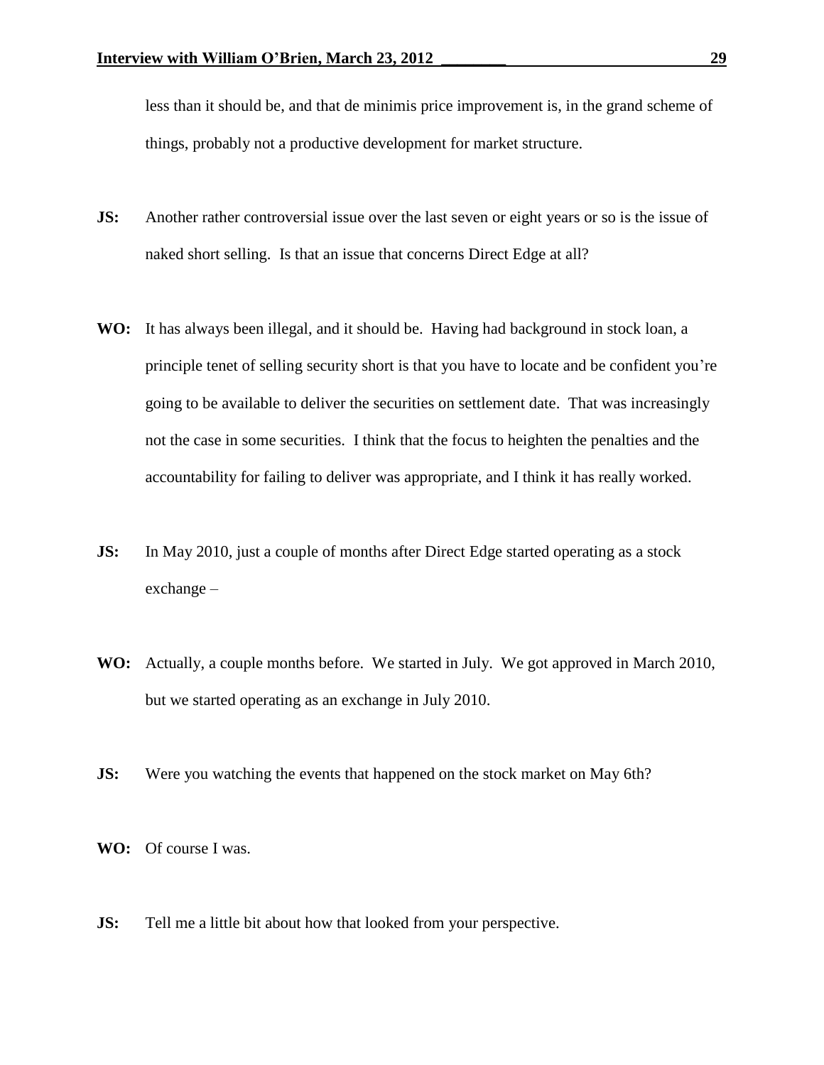less than it should be, and that de minimis price improvement is, in the grand scheme of things, probably not a productive development for market structure.

**JS:** Another rather controversial issue over the last seven or eight years or so is the issue of naked short selling. Is that an issue that concerns Direct Edge at all?

**WO:** It has always been illegal, and it should be. Having had background in stock loan, a principle tenet of selling security short is that you have to locate and be confident you're going to be available to deliver the securities on settlement date. That was increasingly not the case in some securities. I think that the focus to heighten the penalties and the accountability for failing to deliver was appropriate, and I think it has really worked.

**JS:** In May 2010, just a couple of months after Direct Edge started operating as a stock exchange –

**WO:** Actually, a couple months before. We started in July. We got approved in March 2010, but we started operating as an exchange in July 2010.

**JS:** Were you watching the events that happened on the stock market on May 6th?

**WO:** Of course I was.

**JS:** Tell me a little bit about how that looked from your perspective.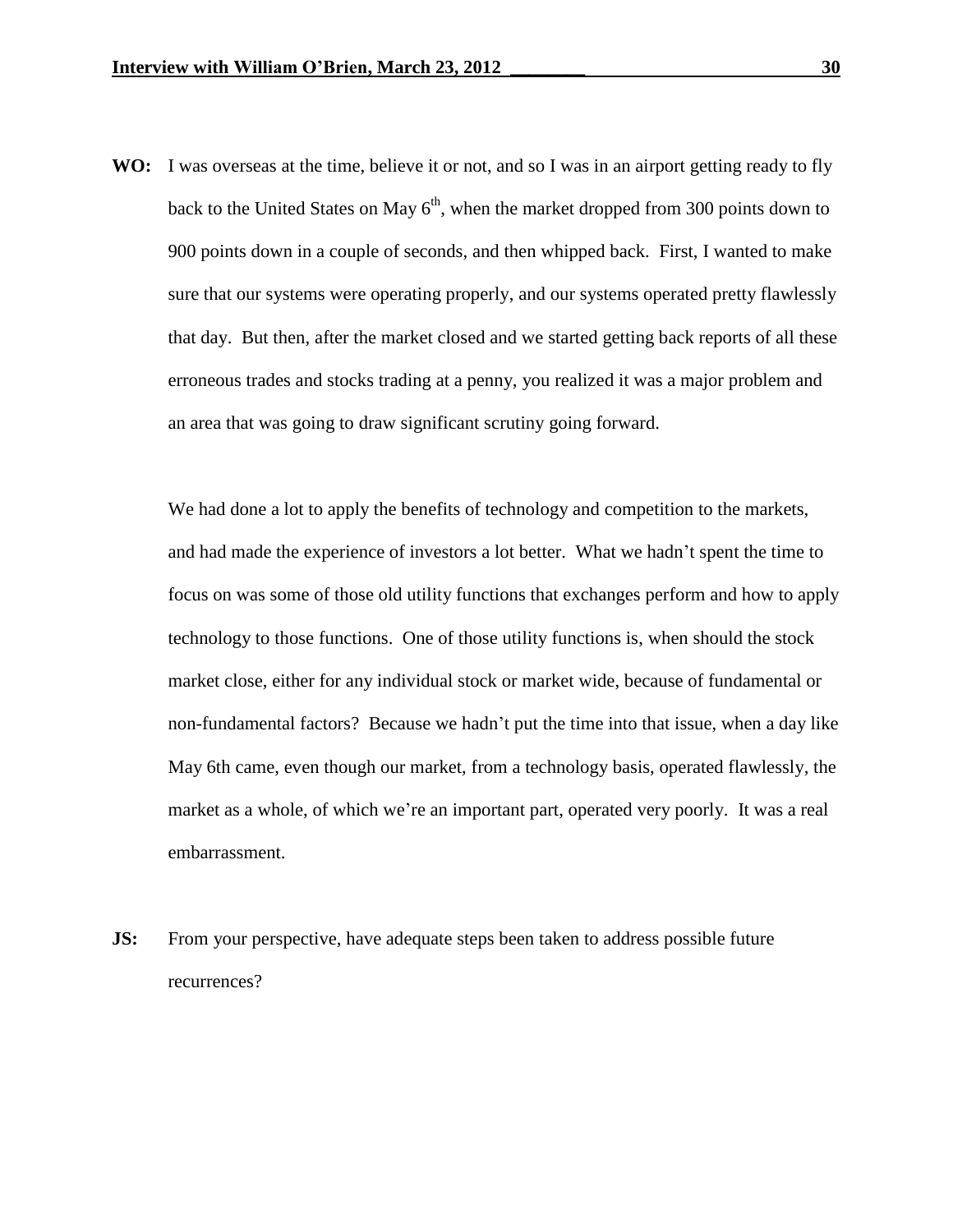**WO:** I was overseas at the time, believe it or not, and so I was in an airport getting ready to fly back to the United States on May 6th, when the market dropped from 300 points down to 900 points down in a couple of seconds, and then whipped back. First, I wanted to make sure that our systems were operating properly, and our systems operated pretty flawlessly that day. But then, after the market closed and we started getting back reports of all these erroneous trades and stocks trading at a penny, you realized it was a major problem and an area that was going to draw significant scrutiny going forward.

We had done a lot to apply the benefits of technology and competition to the markets, and had made the experience of investors a lot better. What we hadn't spent the time to focus on was some of those old utility functions that exchanges perform and how to apply technology to those functions. One of those utility functions is, when should the stock market close, either for any individual stock or market wide, because of fundamental or non-fundamental factors? Because we hadn't put the time into that issue, when a day like May 6th came, even though our market, from a technology basis, operated flawlessly, the market as a whole, of which we're an important part, operated very poorly. It was a real embarrassment.

**JS:** From your perspective, have adequate steps been taken to address possible future recurrences?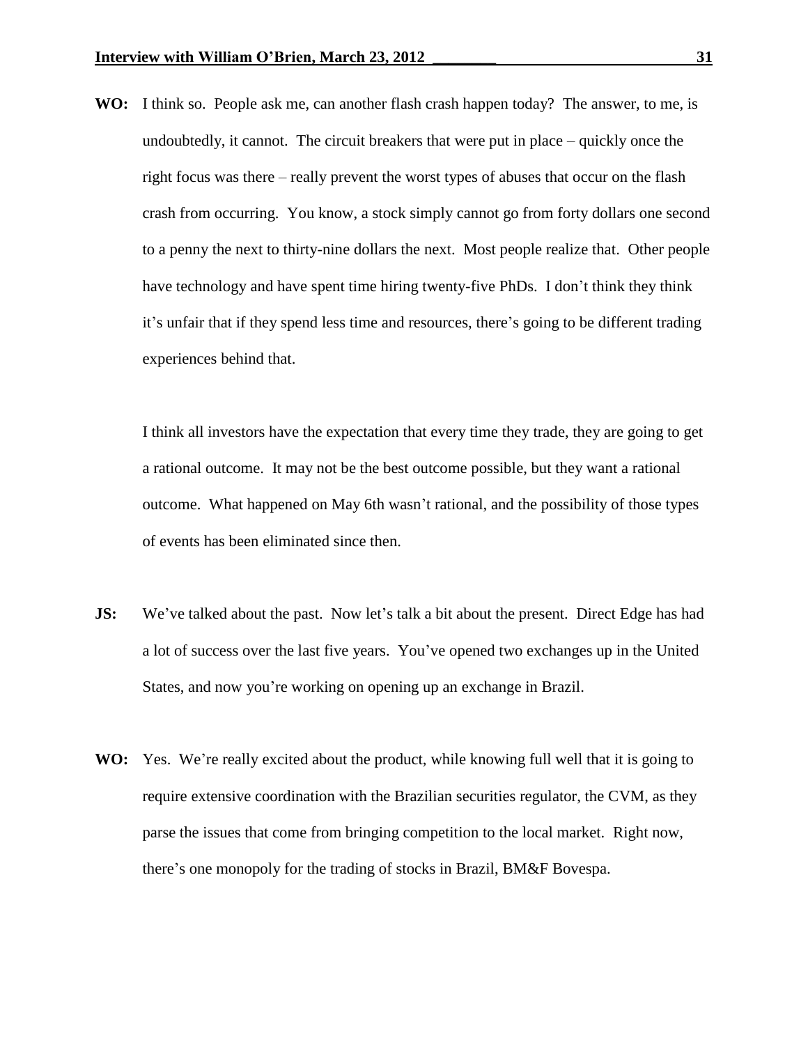**WO:** I think so. People ask me, can another flash crash happen today? The answer, to me, is undoubtedly, it cannot. The circuit breakers that were put in place – quickly once the right focus was there – really prevent the worst types of abuses that occur on the flash crash from occurring. You know, a stock simply cannot go from forty dollars one second to a penny the next to thirty-nine dollars the next. Most people realize that. Other people have technology and have spent time hiring twenty-five PhDs. I don't think they think it's unfair that if they spend less time and resources, there's going to be different trading experiences behind that.

I think all investors have the expectation that every time they trade, they are going to get a rational outcome. It may not be the best outcome possible, but they want a rational outcome. What happened on May 6th wasn't rational, and the possibility of those types of events has been eliminated since then.

**JS:** We've talked about the past. Now let's talk a bit about the present. Direct Edge has had a lot of success over the last five years. You've opened two exchanges up in the United States, and now you're working on opening up an exchange in Brazil.

**WO:** Yes. We're really excited about the product, while knowing full well that it is going to require extensive coordination with the Brazilian securities regulator, the CVM, as they parse the issues that come from bringing competition to the local market. Right now, there's one monopoly for the trading of stocks in Brazil, BM&F Bovespa.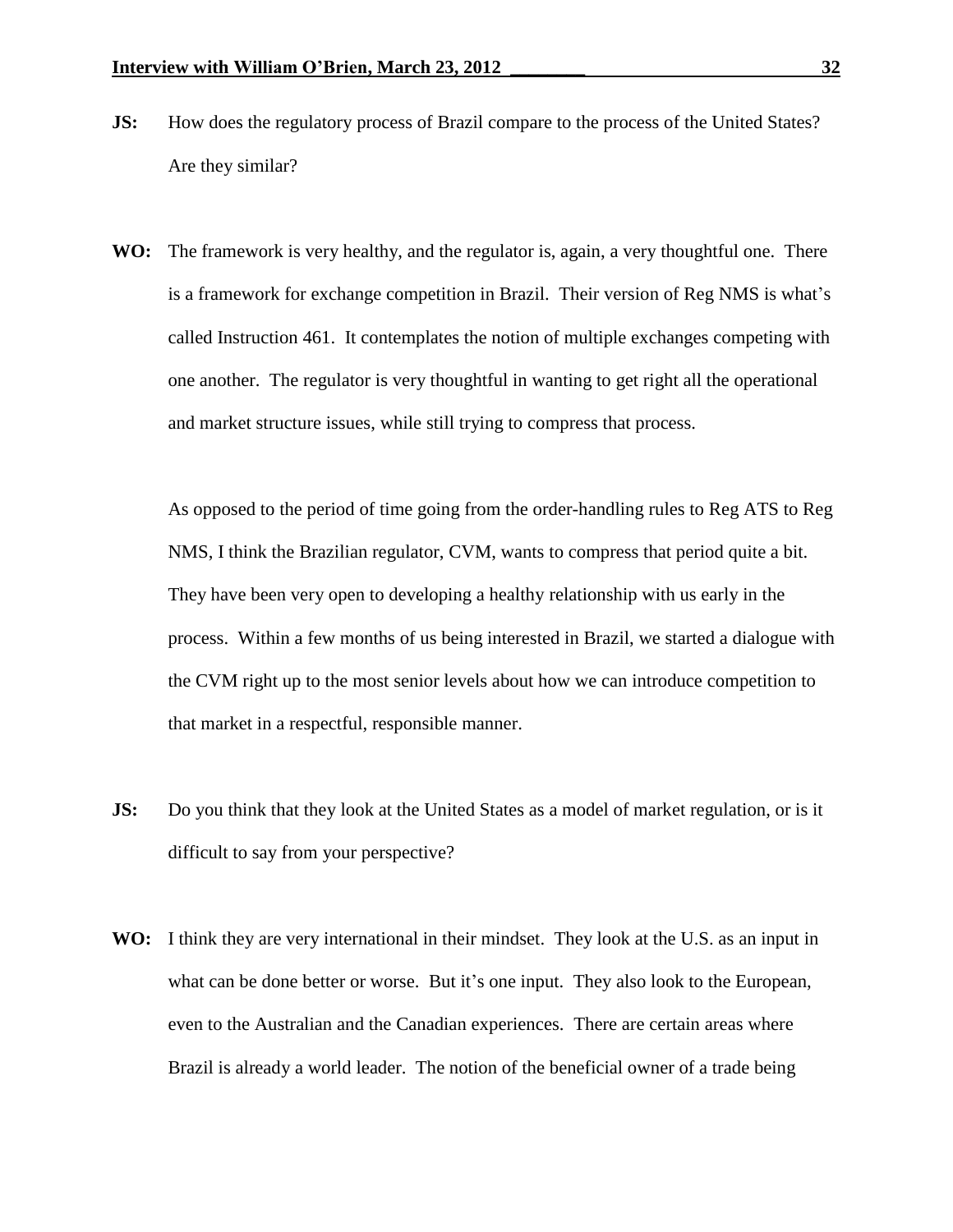**JS:** How does the regulatory process of Brazil compare to the process of the United States? Are they similar?

**WO:** The framework is very healthy, and the regulator is, again, a very thoughtful one. There is a framework for exchange competition in Brazil. Their version of Reg NMS is what's called Instruction 461. It contemplates the notion of multiple exchanges competing with one another. The regulator is very thoughtful in wanting to get right all the operational and market structure issues, while still trying to compress that process.

As opposed to the period of time going from the order-handling rules to Reg ATS to Reg NMS, I think the Brazilian regulator, CVM, wants to compress that period quite a bit. They have been very open to developing a healthy relationship with us early in the process. Within a few months of us being interested in Brazil, we started a dialogue with the CVM right up to the most senior levels about how we can introduce competition to that market in a respectful, responsible manner.

**JS:** Do you think that they look at the United States as a model of market regulation, or is it difficult to say from your perspective?

**WO:** I think they are very international in their mindset. They look at the U.S. as an input in what can be done better or worse. But it's one input. They also look to the European, even to the Australian and the Canadian experiences. There are certain areas where Brazil is already a world leader. The notion of the beneficial owner of a trade being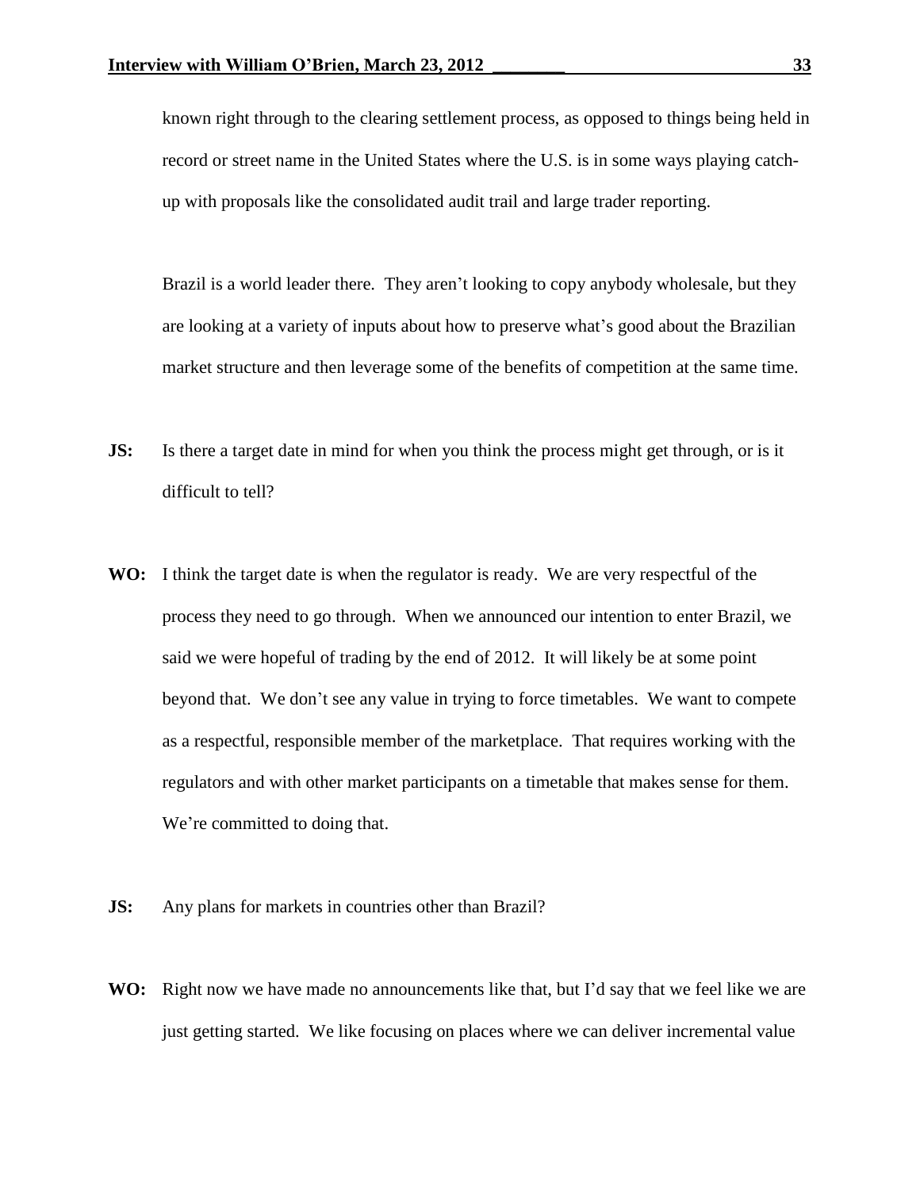known right through to the clearing settlement process, as opposed to things being held in record or street name in the United States where the U.S. is in some ways playing catch-up with proposals like the consolidated audit trail and large trader reporting.

Brazil is a world leader there. They aren't looking to copy anybody wholesale, but they are looking at a variety of inputs about how to preserve what's good about the Brazilian market structure and then leverage some of the benefits of competition at the same time.

**JS:** Is there a target date in mind for when you think the process might get through, or is it difficult to tell?

**WO:** I think the target date is when the regulator is ready. We are very respectful of the process they need to go through. When we announced our intention to enter Brazil, we said we were hopeful of trading by the end of 2012. It will likely be at some point beyond that. We don't see any value in trying to force timetables. We want to compete as a respectful, responsible member of the marketplace. That requires working with the regulators and with other market participants on a timetable that makes sense for them. We're committed to doing that.

**JS:** Any plans for markets in countries other than Brazil?

**WO:** Right now we have made no announcements like that, but I'd say that we feel like we are just getting started. We like focusing on places where we can deliver incremental value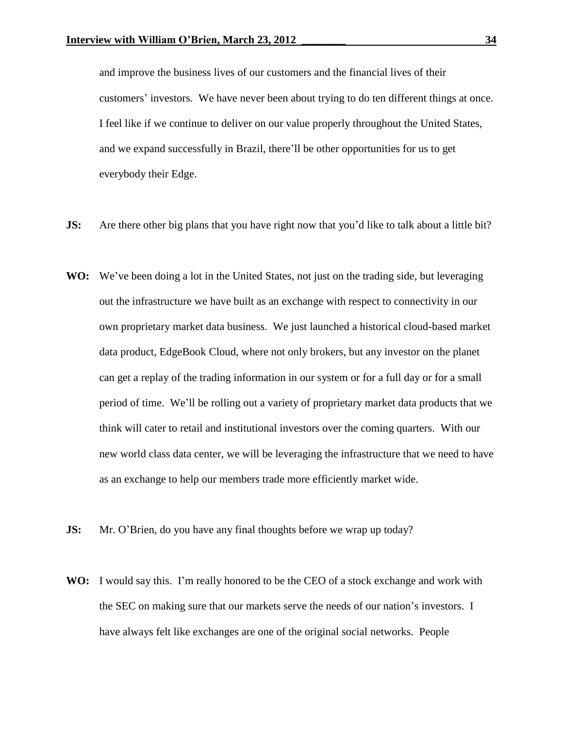and improve the business lives of our customers and the financial lives of their customers' investors. We have never been about trying to do ten different things at once. I feel like if we continue to deliver on our value properly throughout the United States, and we expand successfully in Brazil, there'll be other opportunities for us to get everybody their Edge.

**JS:** Are there other big plans that you have right now that you'd like to talk about a little bit?

**WO:** We've been doing a lot in the United States, not just on the trading side, but leveraging out the infrastructure we have built as an exchange with respect to connectivity in our own proprietary market data business. We just launched a historical cloud-based market data product, EdgeBook Cloud, where not only brokers, but any investor on the planet can get a replay of the trading information in our system or for a full day or for a small period of time. We'll be rolling out a variety of proprietary market data products that we think will cater to retail and institutional investors over the coming quarters. With our new world class data center, we will be leveraging the infrastructure that we need to have as an exchange to help our members trade more efficiently market wide.

**JS:** Mr. O'Brien, do you have any final thoughts before we wrap up today?

**WO:** I would say this. I'm really honored to be the CEO of a stock exchange and work with the SEC on making sure that our markets serve the needs of our nation's investors. I have always felt like exchanges are one of the original social networks. People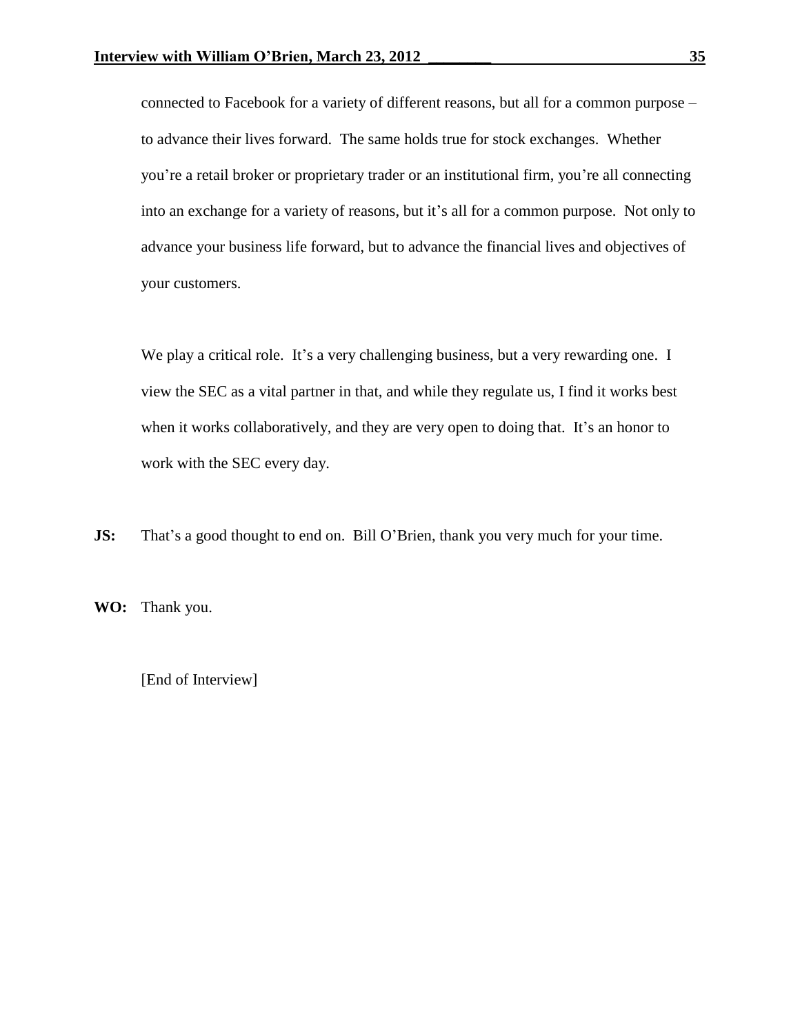connected to Facebook for a variety of different reasons, but all for a common purpose – to advance their lives forward. The same holds true for stock exchanges. Whether you're a retail broker or proprietary trader or an institutional firm, you're all connecting into an exchange for a variety of reasons, but it's all for a common purpose. Not only to advance your business life forward, but to advance the financial lives and objectives of your customers.

We play a critical role. It's a very challenging business, but a very rewarding one. I view the SEC as a vital partner in that, and while they regulate us, I find it works best when it works collaboratively, and they are very open to doing that. It's an honor to work with the SEC every day.

**JS:** That's a good thought to end on. Bill O'Brien, thank you very much for your time.

**WO:** Thank you.

[End of Interview]